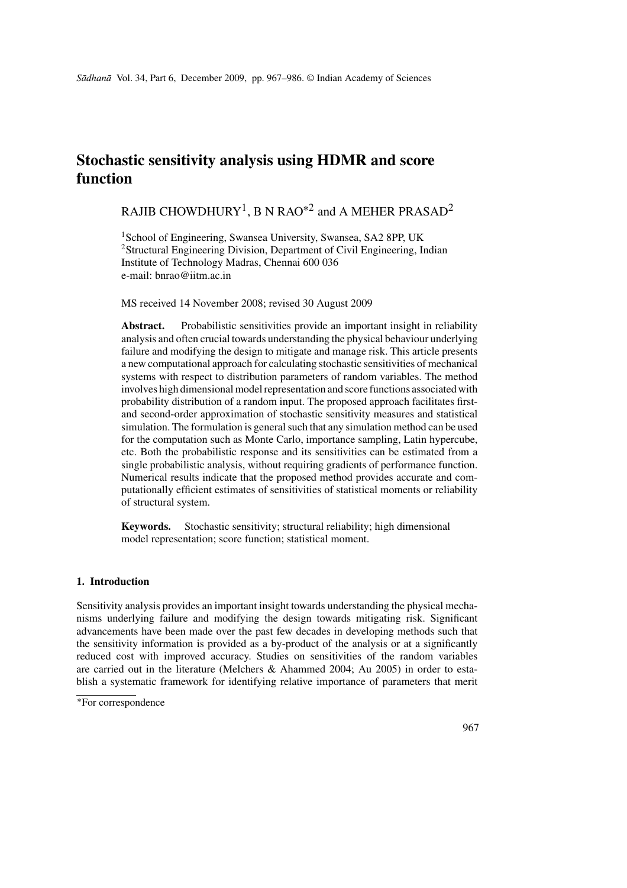# Stochastic sensitivity analysis using HDMR and score function

RAJIB CHOWDHURY[1], B N RAO*[2] and A MEHER PRASAD[2]

[1]School of Engineering, Swansea University, Swansea, SA2 8PP, UK
[2]Structural Engineering Division, Department of Civil Engineering, Indian Institute of Technology Madras, Chennai 600 036
e-mail: bnrao@iitm.ac.in

MS received 14 November 2008; revised 30 August 2009

**Abstract.** Probabilistic sensitivities provide an important insight in reliability analysis and often crucial towards understanding the physical behaviour underlying failure and modifying the design to mitigate and manage risk. This article presents a new computational approach for calculating stochastic sensitivities of mechanical systems with respect to distribution parameters of random variables. The method involves high dimensional model representation and score functions associated with probability distribution of a random input. The proposed approach facilitates first- and second-order approximation of stochastic sensitivity measures and statistical simulation. The formulation is general such that any simulation method can be used for the computation such as Monte Carlo, importance sampling, Latin hypercube, etc. Both the probabilistic response and its sensitivities can be estimated from a single probabilistic analysis, without requiring gradients of performance function. Numerical results indicate that the proposed method provides accurate and computationally efficient estimates of sensitivities of statistical moments or reliability of structural system.

**Keywords.** Stochastic sensitivity; structural reliability; high dimensional model representation; score function; statistical moment.

## 1. Introduction

Sensitivity analysis provides an important insight towards understanding the physical mechanisms underlying failure and modifying the design towards mitigating risk. Significant advancements have been made over the past few decades in developing methods such that the sensitivity information is provided as a by-product of the analysis or at a significantly reduced cost with improved accuracy. Studies on sensitivities of the random variables are carried out in the literature (Melchers & Ahammed 2004; Au 2005) in order to establish a systematic framework for identifying relative importance of parameters that merit

*For correspondence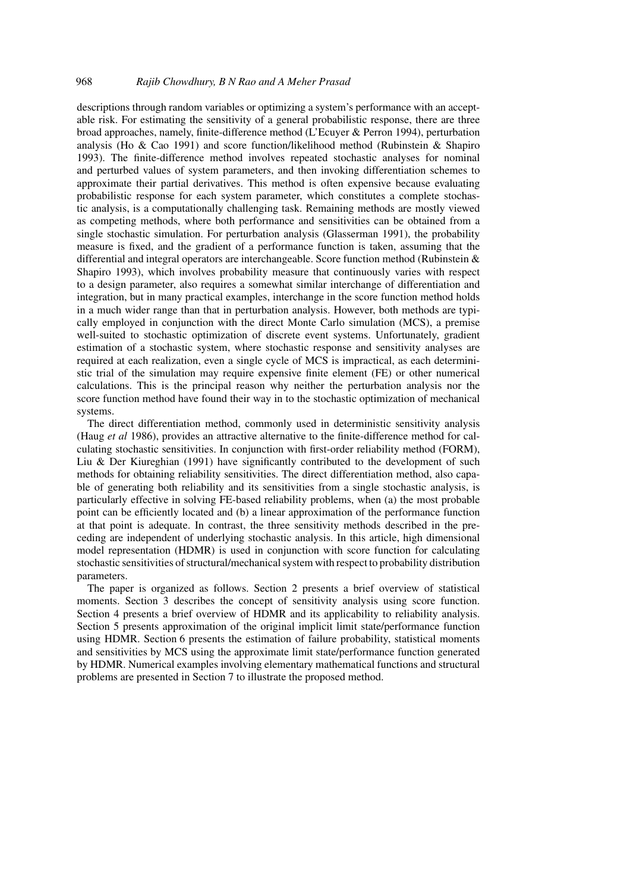descriptions through random variables or optimizing a system's performance with an acceptable risk. For estimating the sensitivity of a general probabilistic response, there are three broad approaches, namely, finite-difference method (L'Ecuyer & Perron 1994), perturbation analysis (Ho & Cao 1991) and score function/likelihood method (Rubinstein & Shapiro 1993). The finite-difference method involves repeated stochastic analyses for nominal and perturbed values of system parameters, and then invoking differentiation schemes to approximate their partial derivatives. This method is often expensive because evaluating probabilistic response for each system parameter, which constitutes a complete stochastic analysis, is a computationally challenging task. Remaining methods are mostly viewed as competing methods, where both performance and sensitivities can be obtained from a single stochastic simulation. For perturbation analysis (Glasserman 1991), the probability measure is fixed, and the gradient of a performance function is taken, assuming that the differential and integral operators are interchangeable. Score function method (Rubinstein & Shapiro 1993), which involves probability measure that continuously varies with respect to a design parameter, also requires a somewhat similar interchange of differentiation and integration, but in many practical examples, interchange in the score function method holds in a much wider range than that in perturbation analysis. However, both methods are typically employed in conjunction with the direct Monte Carlo simulation (MCS), a premise well-suited to stochastic optimization of discrete event systems. Unfortunately, gradient estimation of a stochastic system, where stochastic response and sensitivity analyses are required at each realization, even a single cycle of MCS is impractical, as each deterministic trial of the simulation may require expensive finite element (FE) or other numerical calculations. This is the principal reason why neither the perturbation analysis nor the score function method have found their way in to the stochastic optimization of mechanical systems.

The direct differentiation method, commonly used in deterministic sensitivity analysis (Haug *et al* 1986), provides an attractive alternative to the finite-difference method for calculating stochastic sensitivities. In conjunction with first-order reliability method (FORM), Liu & Der Kiureghian (1991) have significantly contributed to the development of such methods for obtaining reliability sensitivities. The direct differentiation method, also capable of generating both reliability and its sensitivities from a single stochastic analysis, is particularly effective in solving FE-based reliability problems, when (a) the most probable point can be efficiently located and (b) a linear approximation of the performance function at that point is adequate. In contrast, the three sensitivity methods described in the preceding are independent of underlying stochastic analysis. In this article, high dimensional model representation (HDMR) is used in conjunction with score function for calculating stochastic sensitivities of structural/mechanical system with respect to probability distribution parameters.

The paper is organized as follows. Section 2 presents a brief overview of statistical moments. Section 3 describes the concept of sensitivity analysis using score function. Section 4 presents a brief overview of HDMR and its applicability to reliability analysis. Section 5 presents approximation of the original implicit limit state/performance function using HDMR. Section 6 presents the estimation of failure probability, statistical moments and sensitivities by MCS using the approximate limit state/performance function generated by HDMR. Numerical examples involving elementary mathematical functions and structural problems are presented in Section 7 to illustrate the proposed method.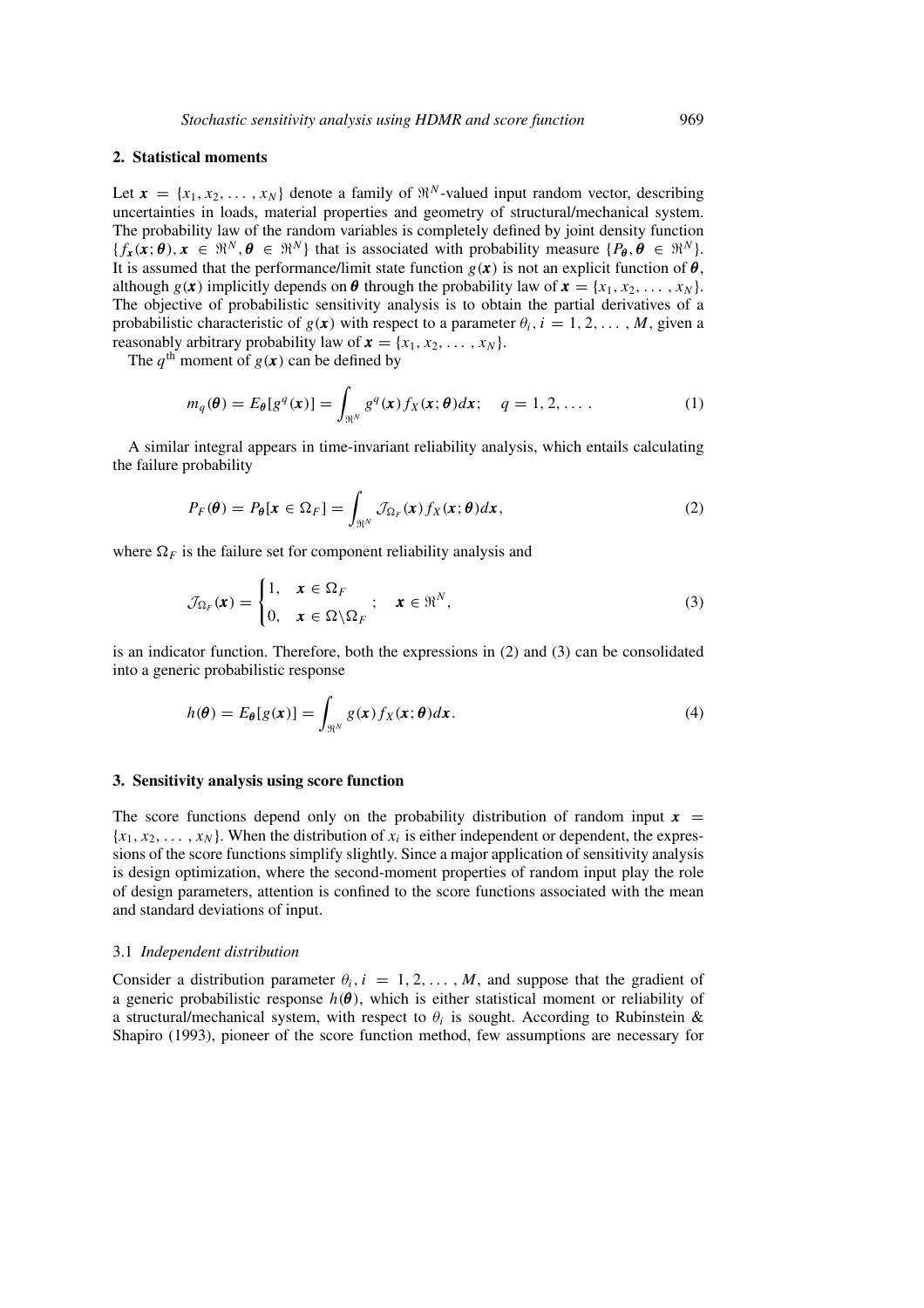## 2. Statistical moments

Let $\boldsymbol{x} = \{x_1, x_2, \ldots, x_N\}$ denote a family of $\Re^N$-valued input random vector, describing uncertainties in loads, material properties and geometry of structural/mechanical system. The probability law of the random variables is completely defined by joint density function $\{f_{\boldsymbol{x}}(\boldsymbol{x};\boldsymbol{\theta}), \boldsymbol{x} \in \Re^N, \boldsymbol{\theta} \in \Re^N\}$ that is associated with probability measure $\{P_{\boldsymbol{\theta}}, \boldsymbol{\theta} \in \Re^N\}$. It is assumed that the performance/limit state function $g(\boldsymbol{x})$ is not an explicit function of $\boldsymbol{\theta}$, although $g(\boldsymbol{x})$ implicitly depends on $\boldsymbol{\theta}$ through the probability law of $\boldsymbol{x} = \{x_1, x_2, \ldots, x_N\}$. The objective of probabilistic sensitivity analysis is to obtain the partial derivatives of a probabilistic characteristic of $g(\boldsymbol{x})$ with respect to a parameter $\theta_i, i = 1, 2, \ldots, M$, given a reasonably arbitrary probability law of $\boldsymbol{x} = \{x_1, x_2, \ldots, x_N\}$.

The $q^{\text{th}}$ moment of $g(\boldsymbol{x})$ can be defined by

$$m_q(\boldsymbol{\theta}) = E_{\boldsymbol{\theta}}[g^q(\boldsymbol{x})] = \int_{\Re^N} g^q(\boldsymbol{x}) f_X(\boldsymbol{x};\boldsymbol{\theta}) d\boldsymbol{x}; \quad q = 1, 2, \ldots. \tag{1}$$

A similar integral appears in time-invariant reliability analysis, which entails calculating the failure probability

$$P_F(\boldsymbol{\theta}) = P_{\boldsymbol{\theta}}[\boldsymbol{x} \in \Omega_F] = \int_{\Re^N} \mathcal{J}_{\Omega_F}(\boldsymbol{x}) f_X(\boldsymbol{x};\boldsymbol{\theta}) d\boldsymbol{x}, \tag{2}$$

where $\Omega_F$ is the failure set for component reliability analysis and

$$\mathcal{J}_{\Omega_F}(\boldsymbol{x}) = \begin{cases} 1, & \boldsymbol{x} \in \Omega_F \\ 0, & \boldsymbol{x} \in \Omega \backslash \Omega_F \end{cases}; \quad \boldsymbol{x} \in \Re^N, \tag{3}$$

is an indicator function. Therefore, both the expressions in (2) and (3) can be consolidated into a generic probabilistic response

$$h(\boldsymbol{\theta}) = E_{\boldsymbol{\theta}}[g(\boldsymbol{x})] = \int_{\Re^N} g(\boldsymbol{x}) f_X(\boldsymbol{x};\boldsymbol{\theta}) d\boldsymbol{x}. \tag{4}$$

## 3. Sensitivity analysis using score function

The score functions depend only on the probability distribution of random input $\boldsymbol{x} = \{x_1, x_2, \ldots, x_N\}$. When the distribution of $x_i$ is either independent or dependent, the expressions of the score functions simplify slightly. Since a major application of sensitivity analysis is design optimization, where the second-moment properties of random input play the role of design parameters, attention is confined to the score functions associated with the mean and standard deviations of input.

### 3.1 *Independent distribution*

Consider a distribution parameter $\theta_i, i = 1, 2, \ldots, M$, and suppose that the gradient of a generic probabilistic response $h(\boldsymbol{\theta})$, which is either statistical moment or reliability of a structural/mechanical system, with respect to $\theta_i$ is sought. According to Rubinstein & Shapiro (1993), pioneer of the score function method, few assumptions are necessary for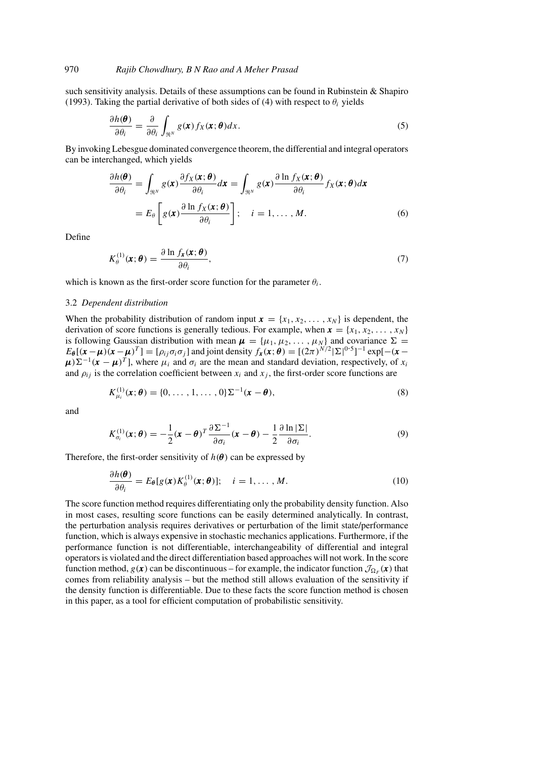such sensitivity analysis. Details of these assumptions can be found in Rubinstein & Shapiro (1993). Taking the partial derivative of both sides of (4) with respect to $\theta_i$ yields

$$\frac{\partial h(\boldsymbol{\theta})}{\partial \theta_i} = \frac{\partial}{\partial \theta_i} \int_{\Re^N} g(\boldsymbol{x}) f_X(\boldsymbol{x}; \boldsymbol{\theta}) dx. \tag{5}$$

By invoking Lebesgue dominated convergence theorem, the differential and integral operators can be interchanged, which yields

$$\begin{aligned} \frac{\partial h(\boldsymbol{\theta})}{\partial \theta_i} &= \int_{\Re^N} g(\boldsymbol{x}) \frac{\partial f_X(\boldsymbol{x}; \boldsymbol{\theta})}{\partial \theta_i} d\boldsymbol{x} = \int_{\Re^N} g(\boldsymbol{x}) \frac{\partial \ln f_X(\boldsymbol{x}; \boldsymbol{\theta})}{\partial \theta_i} f_X(\boldsymbol{x}; \boldsymbol{\theta}) d\boldsymbol{x} \\ &= E_\theta \left[ g(\boldsymbol{x}) \frac{\partial \ln f_X(\boldsymbol{x}; \boldsymbol{\theta})}{\partial \theta_i} \right]; \quad i = 1, \ldots, M. \end{aligned} \tag{6}$$

Define

$$K_\theta^{(1)}(\boldsymbol{x}; \boldsymbol{\theta}) = \frac{\partial \ln f_{\boldsymbol{x}}(\boldsymbol{x}; \boldsymbol{\theta})}{\partial \theta_i}, \tag{7}$$

which is known as the first-order score function for the parameter $\theta_i$.

### 3.2 *Dependent distribution*

When the probability distribution of random input $\boldsymbol{x} = \{x_1, x_2, \ldots, x_N\}$ is dependent, the derivation of score functions is generally tedious. For example, when $\boldsymbol{x} = \{x_1, x_2, \ldots, x_N\}$ is following Gaussian distribution with mean $\boldsymbol{\mu} = \{\mu_1, \mu_2, \ldots, \mu_N\}$ and covariance $\Sigma = E_{\boldsymbol{\theta}}[(\boldsymbol{x} - \boldsymbol{\mu})(\boldsymbol{x} - \boldsymbol{\mu})^T] = [\rho_{ij}\sigma_i\sigma_j]$ and joint density $f_{\boldsymbol{x}}(\boldsymbol{x}; \boldsymbol{\theta}) = [(2\pi)^{N/2}|\Sigma|^{0 \cdot 5}]^{-1} \exp[-(\boldsymbol{x} - \boldsymbol{\mu})\Sigma^{-1}(\boldsymbol{x} - \boldsymbol{\mu})^T]$, where $\mu_i$ and $\sigma_i$ are the mean and standard deviation, respectively, of $x_i$ and $\rho_{ij}$ is the correlation coefficient between $x_i$ and $x_j$, the first-order score functions are

$$K_{\mu_i}^{(1)}(\boldsymbol{x}; \boldsymbol{\theta}) = \{0, \ldots, 1, \ldots, 0\}\Sigma^{-1}(\boldsymbol{x} - \boldsymbol{\theta}), \tag{8}$$

and

$$K_{\sigma_i}^{(1)}(\boldsymbol{x}; \boldsymbol{\theta}) = -\frac{1}{2}(\boldsymbol{x} - \boldsymbol{\theta})^T \frac{\partial \Sigma^{-1}}{\partial \sigma_i}(\boldsymbol{x} - \boldsymbol{\theta}) - \frac{1}{2}\frac{\partial \ln |\Sigma|}{\partial \sigma_i}. \tag{9}$$

Therefore, the first-order sensitivity of $h(\boldsymbol{\theta})$ can be expressed by

$$\frac{\partial h(\boldsymbol{\theta})}{\partial \theta_i} = E_{\boldsymbol{\theta}}[g(\boldsymbol{x}) K_\theta^{(1)}(\boldsymbol{x}; \boldsymbol{\theta})]; \quad i = 1, \ldots, M. \tag{10}$$

The score function method requires differentiating only the probability density function. Also in most cases, resulting score functions can be easily determined analytically. In contrast, the perturbation analysis requires derivatives or perturbation of the limit state/performance function, which is always expensive in stochastic mechanics applications. Furthermore, if the performance function is not differentiable, interchangeability of differential and integral operators is violated and the direct differentiation based approaches will not work. In the score function method, $g(\boldsymbol{x})$ can be discontinuous – for example, the indicator function $\mathcal{J}_{\Omega_F}(\boldsymbol{x})$ that comes from reliability analysis – but the method still allows evaluation of the sensitivity if the density function is differentiable. Due to these facts the score function method is chosen in this paper, as a tool for efficient computation of probabilistic sensitivity.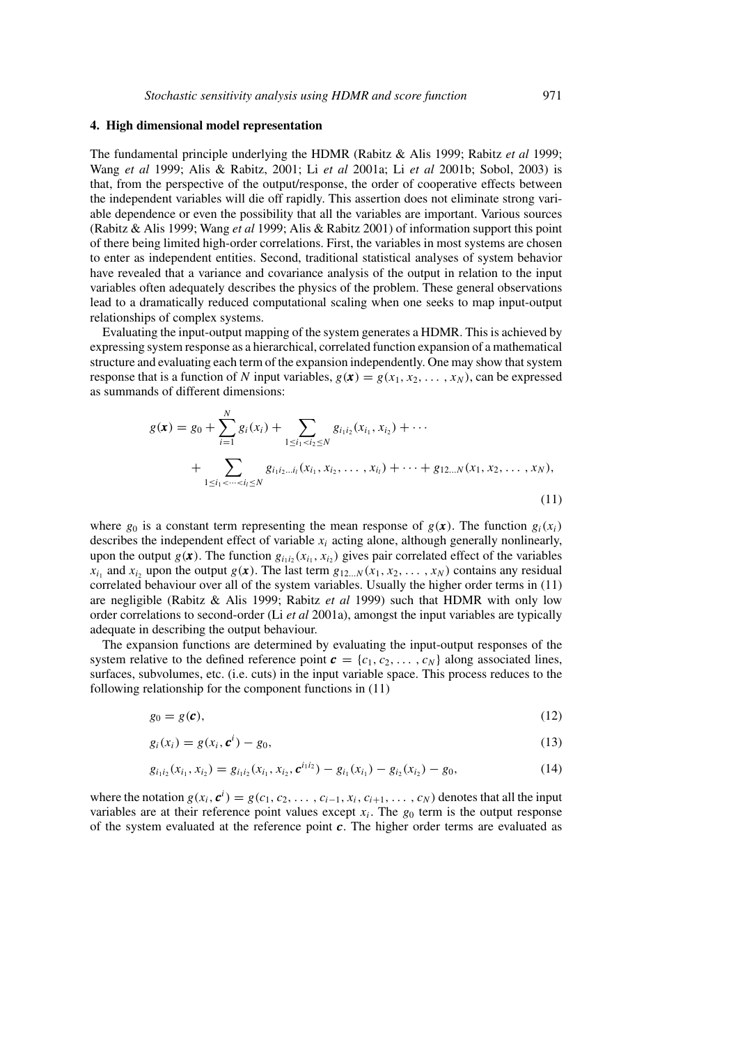## 4. High dimensional model representation

The fundamental principle underlying the HDMR (Rabitz & Alis 1999; Rabitz *et al* 1999; Wang *et al* 1999; Alis & Rabitz, 2001; Li *et al* 2001a; Li *et al* 2001b; Sobol, 2003) is that, from the perspective of the output/response, the order of cooperative effects between the independent variables will die off rapidly. This assertion does not eliminate strong variable dependence or even the possibility that all the variables are important. Various sources (Rabitz & Alis 1999; Wang *et al* 1999; Alis & Rabitz 2001) of information support this point of there being limited high-order correlations. First, the variables in most systems are chosen to enter as independent entities. Second, traditional statistical analyses of system behavior have revealed that a variance and covariance analysis of the output in relation to the input variables often adequately describes the physics of the problem. These general observations lead to a dramatically reduced computational scaling when one seeks to map input-output relationships of complex systems.

Evaluating the input-output mapping of the system generates a HDMR. This is achieved by expressing system response as a hierarchical, correlated function expansion of a mathematical structure and evaluating each term of the expansion independently. One may show that system response that is a function of *N* input variables, $g(\boldsymbol{x}) = g(x_1, x_2, \ldots, x_N)$, can be expressed as summands of different dimensions:

$$g(\boldsymbol{x}) = g_0 + \sum_{i=1}^{N} g_i(x_i) + \sum_{1 \le i_1 < i_2 \le N} g_{i_1 i_2}(x_{i_1}, x_{i_2}) + \cdots + \sum_{1 \le i_1 < \cdots < i_l \le N} g_{i_1 i_2 \ldots i_l}(x_{i_1}, x_{i_2}, \ldots, x_{i_l}) + \cdots + g_{12\ldots N}(x_1, x_2, \ldots, x_N), \tag{11}$$

where $g_0$ is a constant term representing the mean response of $g(\boldsymbol{x})$. The function $g_i(x_i)$ describes the independent effect of variable $x_i$ acting alone, although generally nonlinearly, upon the output $g(\boldsymbol{x})$. The function $g_{i_1 i_2}(x_{i_1}, x_{i_2})$ gives pair correlated effect of the variables $x_{i_1}$ and $x_{i_2}$ upon the output $g(\boldsymbol{x})$. The last term $g_{12\ldots N}(x_1, x_2, \ldots, x_N)$ contains any residual correlated behaviour over all of the system variables. Usually the higher order terms in (11) are negligible (Rabitz & Alis 1999; Rabitz *et al* 1999) such that HDMR with only low order correlations to second-order (Li *et al* 2001a), amongst the input variables are typically adequate in describing the output behaviour.

The expansion functions are determined by evaluating the input-output responses of the system relative to the defined reference point $\boldsymbol{c} = \{c_1, c_2, \ldots, c_N\}$ along associated lines, surfaces, subvolumes, etc. (i.e. cuts) in the input variable space. This process reduces to the following relationship for the component functions in (11)

$$g_0 = g(\boldsymbol{c}), \tag{12}$$

$$g_i(x_i) = g(x_i, \boldsymbol{c}^i) - g_0, \tag{13}$$

$$g_{i_1 i_2}(x_{i_1}, x_{i_2}) = g_{i_1 i_2}(x_{i_1}, x_{i_2}, \boldsymbol{c}^{i_1 i_2}) - g_{i_1}(x_{i_1}) - g_{i_2}(x_{i_2}) - g_0, \tag{14}$$

where the notation $g(x_i, \boldsymbol{c}^i) = g(c_1, c_2, \ldots, c_{i-1}, x_i, c_{i+1}, \ldots, c_N)$ denotes that all the input variables are at their reference point values except $x_i$. The $g_0$ term is the output response of the system evaluated at the reference point $\boldsymbol{c}$. The higher order terms are evaluated as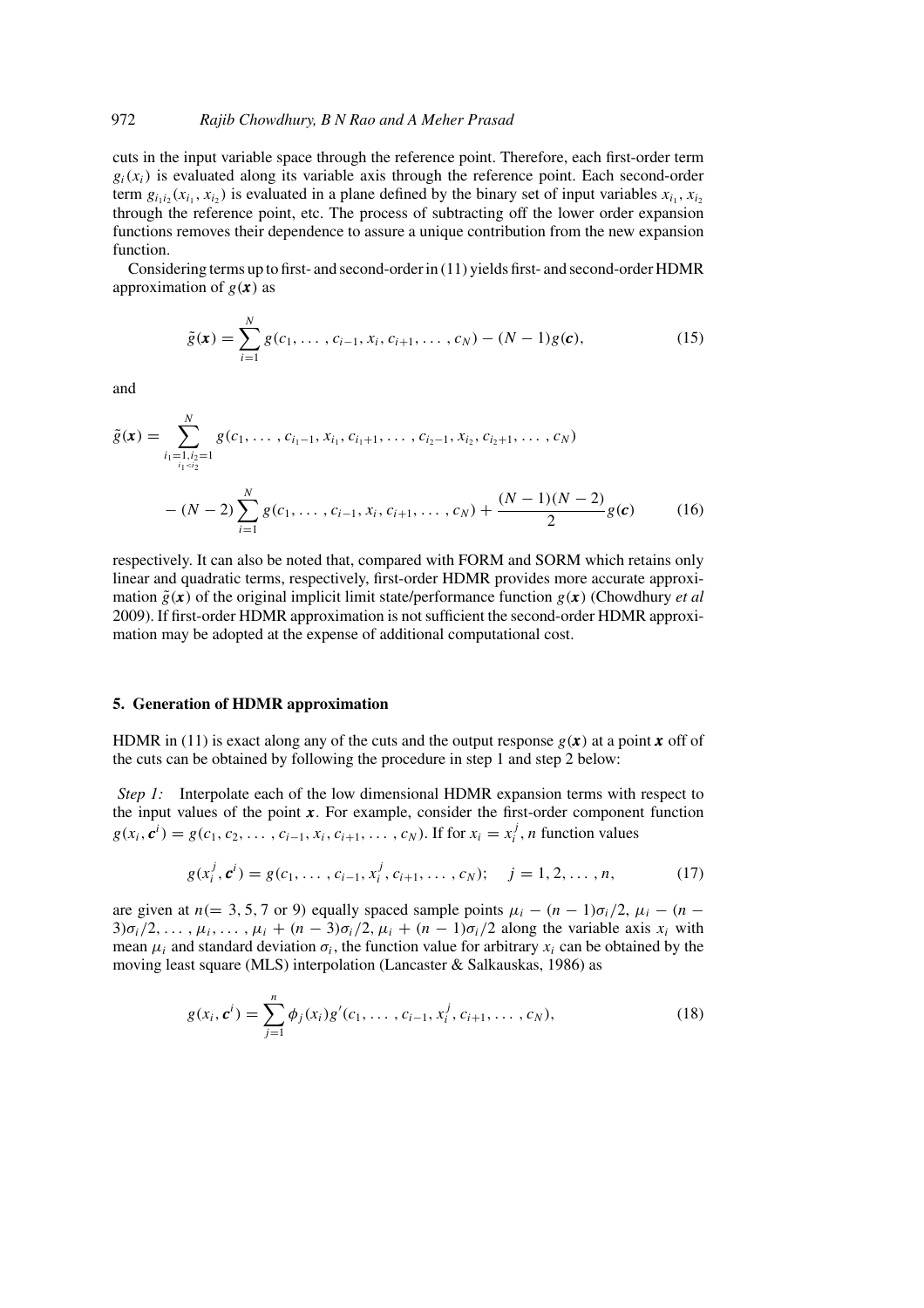cuts in the input variable space through the reference point. Therefore, each first-order term $g_i(x_i)$ is evaluated along its variable axis through the reference point. Each second-order term $g_{i_1 i_2}(x_{i_1}, x_{i_2})$ is evaluated in a plane defined by the binary set of input variables $x_{i_1}, x_{i_2}$ through the reference point, etc. The process of subtracting off the lower order expansion functions removes their dependence to assure a unique contribution from the new expansion function.

Considering terms up to first- and second-order in (11) yields first- and second-order HDMR approximation of $g(\boldsymbol{x})$ as

$$\tilde{g}(\boldsymbol{x}) = \sum_{i=1}^{N} g(c_1, \ldots, c_{i-1}, x_i, c_{i+1}, \ldots, c_N) - (N-1) g(\boldsymbol{c}), \tag{15}$$

and

$$\tilde{g}(\boldsymbol{x}) = \sum_{\substack{i_1=1, i_2=1 \\ i_1<i_2}}^{N} g(c_1, \ldots, c_{i_1-1}, x_{i_1}, c_{i_1+1}, \ldots, c_{i_2-1}, x_{i_2}, c_{i_2+1}, \ldots, c_N)$$
$$- (N-2) \sum_{i=1}^{N} g(c_1, \ldots, c_{i-1}, x_i, c_{i+1}, \ldots, c_N) + \frac{(N-1)(N-2)}{2} g(\boldsymbol{c}) \tag{16}$$

respectively. It can also be noted that, compared with FORM and SORM which retains only linear and quadratic terms, respectively, first-order HDMR provides more accurate approximation $\tilde{g}(\boldsymbol{x})$ of the original implicit limit state/performance function $g(\boldsymbol{x})$ (Chowdhury *et al* 2009). If first-order HDMR approximation is not sufficient the second-order HDMR approximation may be adopted at the expense of additional computational cost.

## 5. Generation of HDMR approximation

HDMR in (11) is exact along any of the cuts and the output response $g(\boldsymbol{x})$ at a point $\boldsymbol{x}$ off of the cuts can be obtained by following the procedure in step 1 and step 2 below:

*Step 1:* Interpolate each of the low dimensional HDMR expansion terms with respect to the input values of the point $\boldsymbol{x}$. For example, consider the first-order component function $g(x_i, \boldsymbol{c}^i) = g(c_1, c_2, \ldots, c_{i-1}, x_i, c_{i+1}, \ldots, c_N)$. If for $x_i = x_i^j$, $n$ function values

$$g(x_i^j, \boldsymbol{c}^i) = g(c_1, \ldots, c_{i-1}, x_i^j, c_{i+1}, \ldots, c_N); \quad j = 1, 2, \ldots, n, \tag{17}$$

are given at $n (= 3, 5, 7$ or $9)$ equally spaced sample points $\mu_i - (n-1)\sigma_i/2$, $\mu_i - (n-3)\sigma_i/2, \ldots, \mu_i, \ldots, \mu_i + (n-3)\sigma_i/2$, $\mu_i + (n-1)\sigma_i/2$ along the variable axis $x_i$ with mean $\mu_i$ and standard deviation $\sigma_i$, the function value for arbitrary $x_i$ can be obtained by the moving least square (MLS) interpolation (Lancaster & Salkauskas, 1986) as

$$g(x_i, \boldsymbol{c}^i) = \sum_{j=1}^{n} \phi_j(x_i) g'(c_1, \ldots, c_{i-1}, x_i^j, c_{i+1}, \ldots, c_N), \tag{18}$$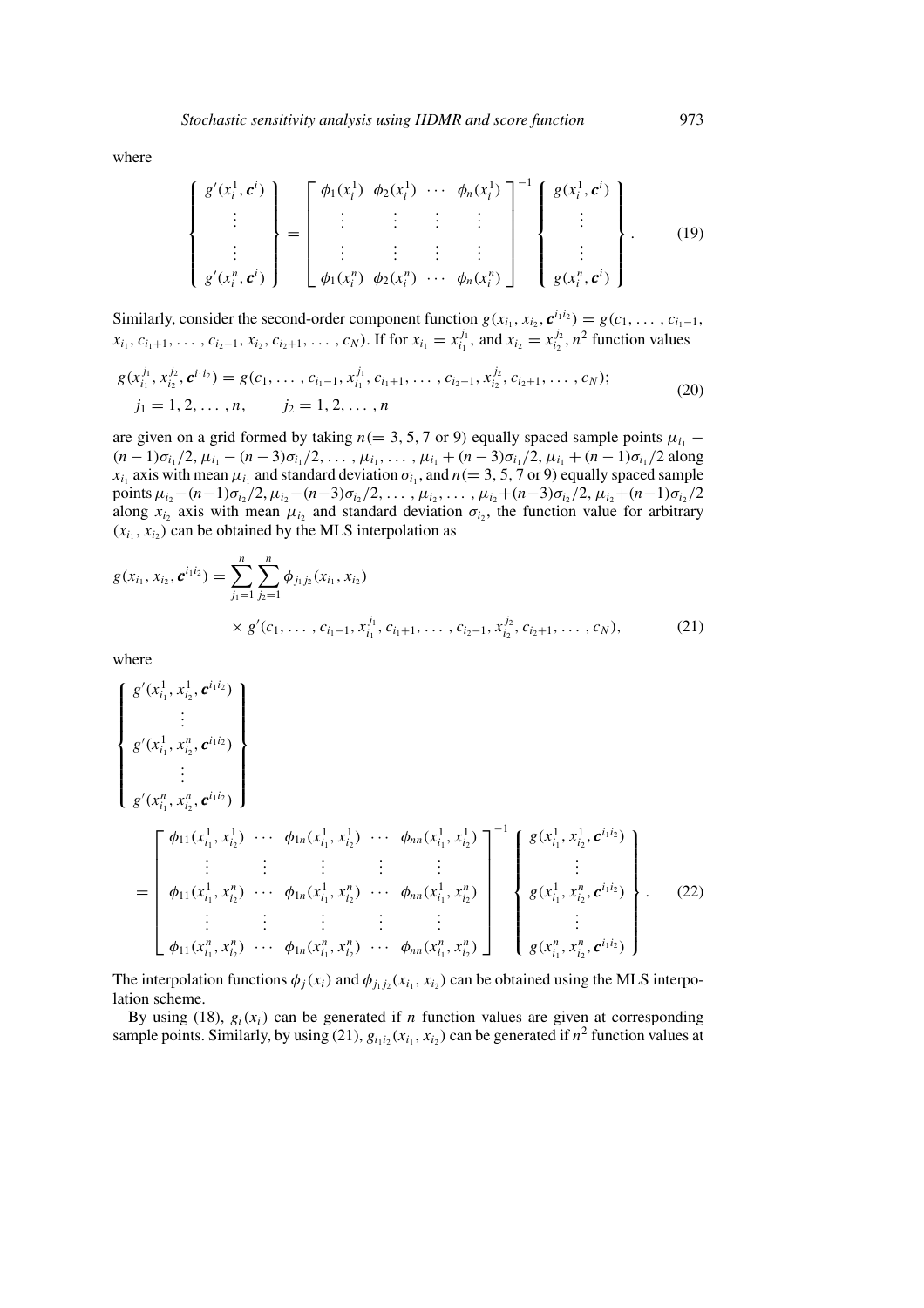where

$$
\left\{\begin{array}{c} g'(x_i^1, \boldsymbol{c}^i) \\ \vdots \\ \vdots \\ g'(x_i^n, \boldsymbol{c}^i) \end{array}\right\} = \left[\begin{array}{cccc} \phi_1(x_i^1) & \phi_2(x_i^1) & \cdots & \phi_n(x_i^1) \\ \vdots & \vdots & \vdots & \vdots \\ \vdots & \vdots & \vdots & \vdots \\ \phi_1(x_i^n) & \phi_2(x_i^n) & \cdots & \phi_n(x_i^n) \end{array}\right]^{-1} \left\{\begin{array}{c} g(x_i^1, \boldsymbol{c}^i) \\ \vdots \\ \vdots \\ g(x_i^n, \boldsymbol{c}^i) \end{array}\right\}. \tag{19}
$$

Similarly, consider the second-order component function $g(x_{i_1}, x_{i_2}, \boldsymbol{c}^{i_1 i_2}) = g(c_1, \ldots, c_{i_1-1}, x_{i_1}, c_{i_1+1}, \ldots, c_{i_2-1}, x_{i_2}, c_{i_2+1}, \ldots, c_N)$. If for $x_{i_1} = x_{i_1}^{j_1}$, and $x_{i_2} = x_{i_2}^{j_2}$, $n^2$ function values

$$
\begin{aligned}
&g(x_{i_1}^{j_1}, x_{i_2}^{j_2}, \boldsymbol{c}^{i_1 i_2}) = g(c_1, \ldots, c_{i_1-1}, x_{i_1}^{j_1}, c_{i_1+1}, \ldots, c_{i_2-1}, x_{i_2}^{j_2}, c_{i_2+1}, \ldots, c_N); \\
&\quad j_1 = 1, 2, \ldots, n, \qquad j_2 = 1, 2, \ldots, n
\end{aligned} \tag{20}
$$

are given on a grid formed by taking $n(= 3, 5, 7 \text{ or } 9)$ equally spaced sample points $\mu_{i_1} - (n-1)\sigma_{i_1}/2, \mu_{i_1} - (n-3)\sigma_{i_1}/2, \ldots, \mu_{i_1}, \ldots, \mu_{i_1} + (n-3)\sigma_{i_1}/2, \mu_{i_1} + (n-1)\sigma_{i_1}/2$ along $x_{i_1}$ axis with mean $\mu_{i_1}$ and standard deviation $\sigma_{i_1}$, and $n(= 3, 5, 7 \text{ or } 9)$ equally spaced sample points $\mu_{i_2} - (n-1)\sigma_{i_2}/2, \mu_{i_2} - (n-3)\sigma_{i_2}/2, \ldots, \mu_{i_2}, \ldots, \mu_{i_2} + (n-3)\sigma_{i_2}/2, \mu_{i_2} + (n-1)\sigma_{i_2}/2$ along $x_{i_2}$ axis with mean $\mu_{i_2}$ and standard deviation $\sigma_{i_2}$, the function value for arbitrary $(x_{i_1}, x_{i_2})$ can be obtained by the MLS interpolation as

$$
\begin{aligned}
g(x_{i_1}, x_{i_2}, \boldsymbol{c}^{i_1 i_2}) = \sum_{j_1=1}^{n} \sum_{j_2=1}^{n} \phi_{j_1 j_2}(x_{i_1}, x_{i_2}) \\
\times g'(c_1, \ldots, c_{i_1-1}, x_{i_1}^{j_1}, c_{i_1+1}, \ldots, c_{i_2-1}, x_{i_2}^{j_2}, c_{i_2+1}, \ldots, c_N),
\end{aligned} \tag{21}
$$

where

$$
\left\{\begin{array}{c} g'(x_{i_1}^1, x_{i_2}^1, \boldsymbol{c}^{i_1 i_2}) \\ \vdots \\ g'(x_{i_1}^1, x_{i_2}^n, \boldsymbol{c}^{i_1 i_2}) \\ \vdots \\ g'(x_{i_1}^n, x_{i_2}^n, \boldsymbol{c}^{i_1 i_2}) \end{array}\right\}
= \left[\begin{array}{ccccc} \phi_{11}(x_{i_1}^1, x_{i_2}^1) & \cdots & \phi_{1n}(x_{i_1}^1, x_{i_2}^1) & \cdots & \phi_{nn}(x_{i_1}^1, x_{i_2}^1) \\ \vdots & \vdots & \vdots & \vdots & \vdots \\ \phi_{11}(x_{i_1}^1, x_{i_2}^n) & \cdots & \phi_{1n}(x_{i_1}^1, x_{i_2}^n) & \cdots & \phi_{nn}(x_{i_1}^1, x_{i_2}^n) \\ \vdots & \vdots & \vdots & \vdots & \vdots \\ \phi_{11}(x_{i_1}^n, x_{i_2}^n) & \cdots & \phi_{1n}(x_{i_1}^n, x_{i_2}^n) & \cdots & \phi_{nn}(x_{i_1}^n, x_{i_2}^n) \end{array}\right]^{-1} \left\{\begin{array}{c} g(x_{i_1}^1, x_{i_2}^1, \boldsymbol{c}^{i_1 i_2}) \\ \vdots \\ g(x_{i_1}^1, x_{i_2}^n, \boldsymbol{c}^{i_1 i_2}) \\ \vdots \\ g(x_{i_1}^n, x_{i_2}^n, \boldsymbol{c}^{i_1 i_2}) \end{array}\right\}. \tag{22}
$$

The interpolation functions $\phi_j(x_i)$ and $\phi_{j_1 j_2}(x_{i_1}, x_{i_2})$ can be obtained using the MLS interpolation scheme.

By using (18), $g_i(x_i)$ can be generated if $n$ function values are given at corresponding sample points. Similarly, by using (21), $g_{i_1 i_2}(x_{i_1}, x_{i_2})$ can be generated if $n^2$ function values at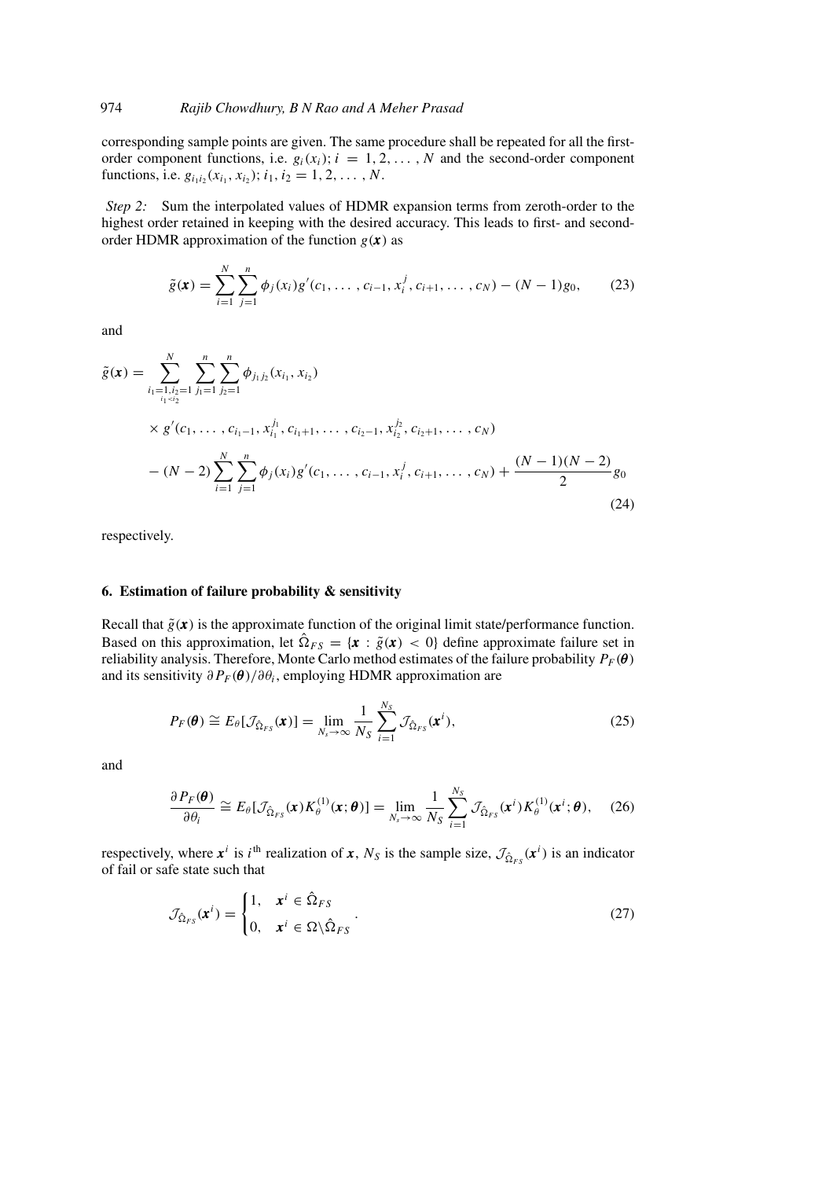corresponding sample points are given. The same procedure shall be repeated for all the first-order component functions, i.e. $g_i(x_i)$; $i = 1, 2, \ldots, N$ and the second-order component functions, i.e. $g_{i_1 i_2}(x_{i_1}, x_{i_2})$; $i_1, i_2 = 1, 2, \ldots, N$.

*Step 2:* Sum the interpolated values of HDMR expansion terms from zeroth-order to the highest order retained in keeping with the desired accuracy. This leads to first- and second-order HDMR approximation of the function $g(\boldsymbol{x})$ as

$$\tilde{g}(\boldsymbol{x}) = \sum_{i=1}^{N} \sum_{j=1}^{n} \phi_j(x_i) g'(c_1, \ldots, c_{i-1}, x_i^j, c_{i+1}, \ldots, c_N) - (N-1) g_0, \tag{23}$$

and

$$\begin{aligned}
\tilde{g}(\boldsymbol{x}) = & \sum_{\substack{i_1=1, i_2=1 \\ i_1 < i_2}}^{N} \sum_{j_1=1}^{n} \sum_{j_2=1}^{n} \phi_{j_1 j_2}(x_{i_1}, x_{i_2}) \\
& \times g'(c_1, \ldots, c_{i_1-1}, x_{i_1}^{j_1}, c_{i_1+1}, \ldots, c_{i_2-1}, x_{i_2}^{j_2}, c_{i_2+1}, \ldots, c_N) \\
& - (N-2) \sum_{i=1}^{N} \sum_{j=1}^{n} \phi_j(x_i) g'(c_1, \ldots, c_{i-1}, x_i^j, c_{i+1}, \ldots, c_N) + \frac{(N-1)(N-2)}{2} g_0
\end{aligned} \tag{24}$$

respectively.

## 6. Estimation of failure probability & sensitivity

Recall that $\tilde{g}(\boldsymbol{x})$ is the approximate function of the original limit state/performance function. Based on this approximation, let $\hat{\Omega}_{FS} = \{\boldsymbol{x} : \tilde{g}(\boldsymbol{x}) < 0\}$ define approximate failure set in reliability analysis. Therefore, Monte Carlo method estimates of the failure probability $P_F(\boldsymbol{\theta})$ and its sensitivity $\partial P_F(\boldsymbol{\theta})/\partial \theta_i$, employing HDMR approximation are

$$P_F(\boldsymbol{\theta}) \cong E_\theta[\mathcal{J}_{\hat{\Omega}_{FS}}(\boldsymbol{x})] = \lim_{N_s \to \infty} \frac{1}{N_S} \sum_{i=1}^{N_S} \mathcal{J}_{\hat{\Omega}_{FS}}(\boldsymbol{x}^i), \tag{25}$$

and

$$\frac{\partial P_F(\boldsymbol{\theta})}{\partial \theta_i} \cong E_\theta[\mathcal{J}_{\hat{\Omega}_{FS}}(\boldsymbol{x}) K_\theta^{(1)}(\boldsymbol{x}; \boldsymbol{\theta})] = \lim_{N_s \to \infty} \frac{1}{N_S} \sum_{i=1}^{N_S} \mathcal{J}_{\hat{\Omega}_{FS}}(\boldsymbol{x}^i) K_\theta^{(1)}(\boldsymbol{x}^i; \boldsymbol{\theta}), \tag{26}$$

respectively, where $\boldsymbol{x}^i$ is $i^{\text{th}}$ realization of $\boldsymbol{x}$, $N_S$ is the sample size, $\mathcal{J}_{\hat{\Omega}_{FS}}(\boldsymbol{x}^i)$ is an indicator of fail or safe state such that

$$\mathcal{J}_{\hat{\Omega}_{FS}}(\boldsymbol{x}^i) = \begin{cases} 1, & \boldsymbol{x}^i \in \hat{\Omega}_{FS} \\ 0, & \boldsymbol{x}^i \in \Omega \backslash \hat{\Omega}_{FS} \end{cases}. \tag{27}$$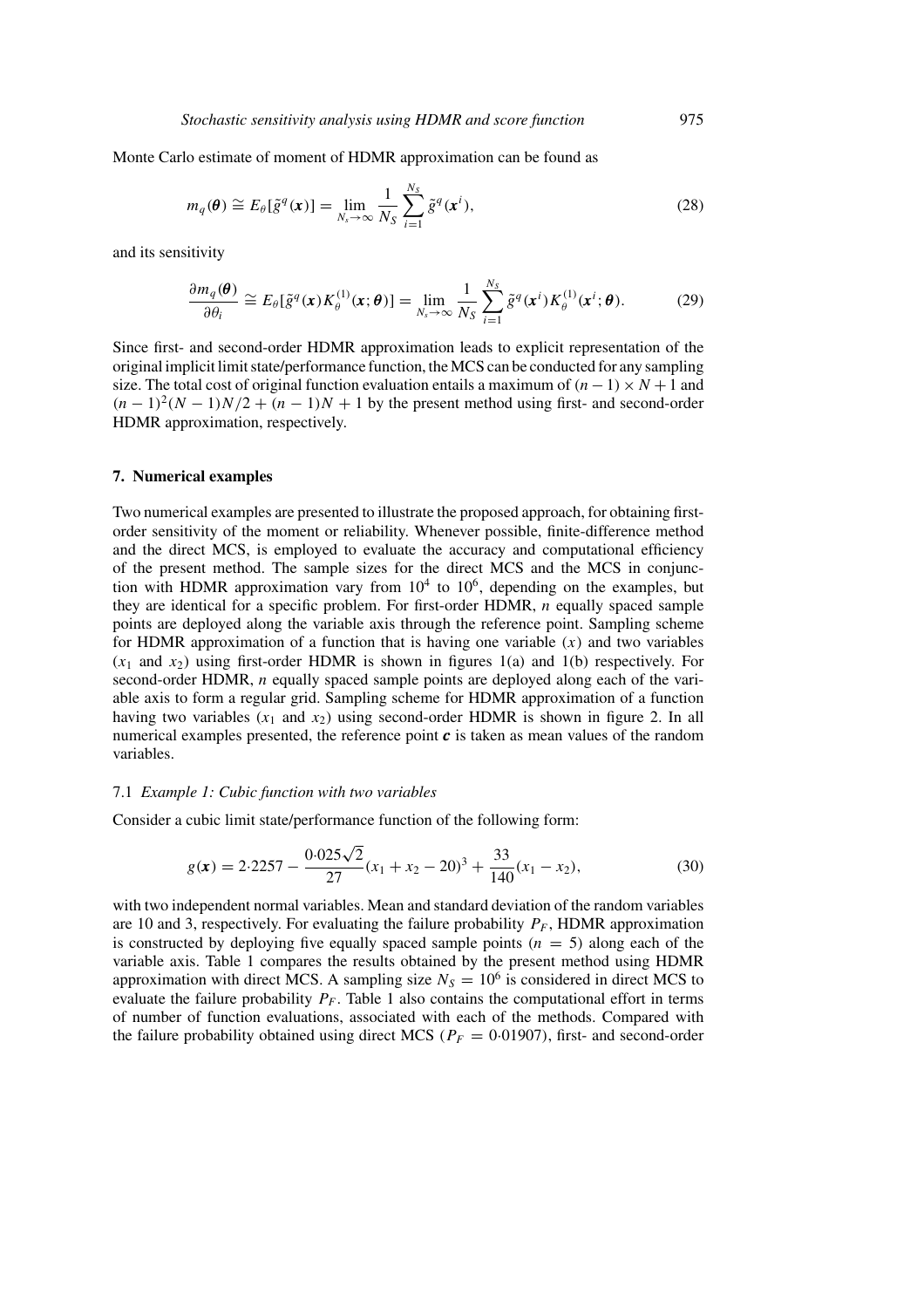Monte Carlo estimate of moment of HDMR approximation can be found as

$$m_q(\boldsymbol{\theta}) \cong E_\theta[\tilde{g}^q(\boldsymbol{x})] = \lim_{N_s \to \infty} \frac{1}{N_S} \sum_{i=1}^{N_S} \tilde{g}^q(\boldsymbol{x}^i), \tag{28}$$

and its sensitivity

$$\frac{\partial m_q(\boldsymbol{\theta})}{\partial \theta_i} \cong E_\theta[\tilde{g}^q(\boldsymbol{x}) K_\theta^{(1)}(\boldsymbol{x}; \boldsymbol{\theta})] = \lim_{N_s \to \infty} \frac{1}{N_S} \sum_{i=1}^{N_S} \tilde{g}^q(\boldsymbol{x}^i) K_\theta^{(1)}(\boldsymbol{x}^i; \boldsymbol{\theta}). \tag{29}$$

Since first- and second-order HDMR approximation leads to explicit representation of the original implicit limit state/performance function, the MCS can be conducted for any sampling size. The total cost of original function evaluation entails a maximum of $(n-1) \times N + 1$ and $(n-1)^2(N-1)N/2 + (n-1)N + 1$ by the present method using first- and second-order HDMR approximation, respectively.

## 7. Numerical examples

Two numerical examples are presented to illustrate the proposed approach, for obtaining first-order sensitivity of the moment or reliability. Whenever possible, finite-difference method and the direct MCS, is employed to evaluate the accuracy and computational efficiency of the present method. The sample sizes for the direct MCS and the MCS in conjunction with HDMR approximation vary from $10^4$ to $10^6$, depending on the examples, but they are identical for a specific problem. For first-order HDMR, $n$ equally spaced sample points are deployed along the variable axis through the reference point. Sampling scheme for HDMR approximation of a function that is having one variable ($x$) and two variables ($x_1$ and $x_2$) using first-order HDMR is shown in figures 1(a) and 1(b) respectively. For second-order HDMR, $n$ equally spaced sample points are deployed along each of the variable axis to form a regular grid. Sampling scheme for HDMR approximation of a function having two variables ($x_1$ and $x_2$) using second-order HDMR is shown in figure 2. In all numerical examples presented, the reference point $\boldsymbol{c}$ is taken as mean values of the random variables.

### 7.1 *Example 1: Cubic function with two variables*

Consider a cubic limit state/performance function of the following form:

$$g(\boldsymbol{x}) = 2{\cdot}2257 - \frac{0{\cdot}025\sqrt{2}}{27}(x_1 + x_2 - 20)^3 + \frac{33}{140}(x_1 - x_2), \tag{30}$$

with two independent normal variables. Mean and standard deviation of the random variables are 10 and 3, respectively. For evaluating the failure probability $P_F$, HDMR approximation is constructed by deploying five equally spaced sample points ($n = 5$) along each of the variable axis. Table 1 compares the results obtained by the present method using HDMR approximation with direct MCS. A sampling size $N_S = 10^6$ is considered in direct MCS to evaluate the failure probability $P_F$. Table 1 also contains the computational effort in terms of number of function evaluations, associated with each of the methods. Compared with the failure probability obtained using direct MCS ($P_F = 0{\cdot}01907$), first- and second-order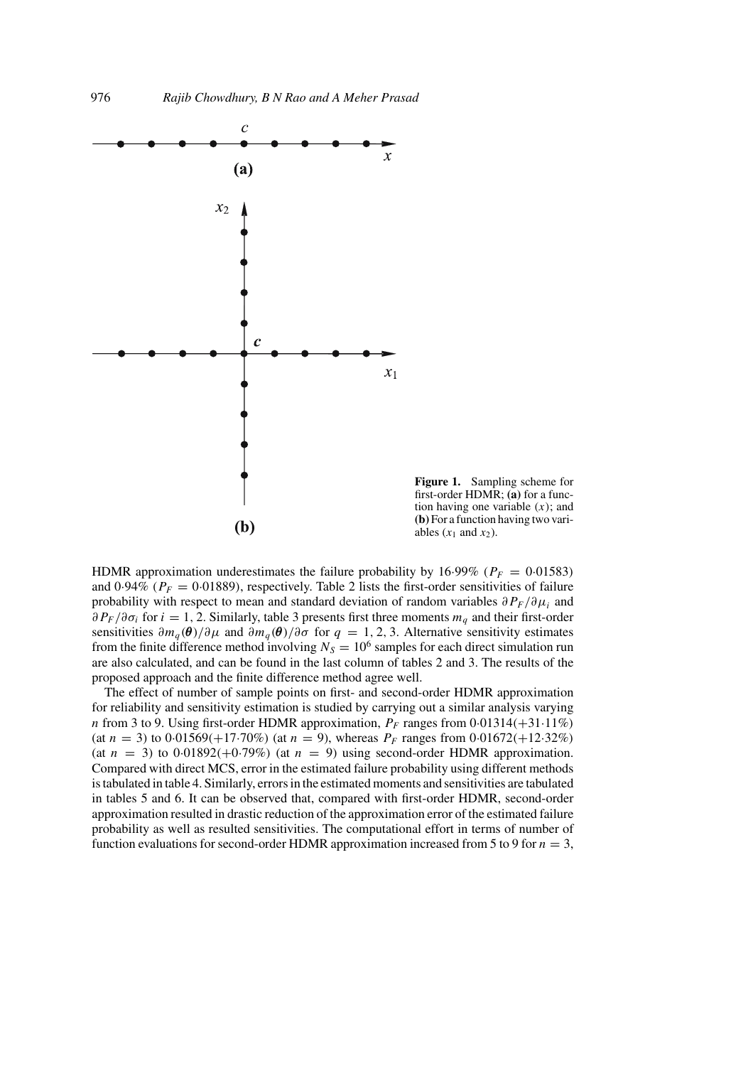**Figure 1.** Sampling scheme for first-order HDMR; **(a)** for a function having one variable ($x$); and **(b)** For a function having two variables ($x_1$ and $x_2$).

HDMR approximation underestimates the failure probability by 16·99% ($P_F = 0{\cdot}01583$) and 0·94% ($P_F = 0{\cdot}01889$), respectively. Table 2 lists the first-order sensitivities of failure probability with respect to mean and standard deviation of random variables $\partial P_F/\partial \mu_i$ and $\partial P_F/\partial \sigma_i$ for $i = 1, 2$. Similarly, table 3 presents first three moments $m_q$ and their first-order sensitivities $\partial m_q(\boldsymbol{\theta})/\partial \mu$ and $\partial m_q(\boldsymbol{\theta})/\partial \sigma$ for $q = 1, 2, 3$. Alternative sensitivity estimates from the finite difference method involving $N_S = 10^6$ samples for each direct simulation run are also calculated, and can be found in the last column of tables 2 and 3. The results of the proposed approach and the finite difference method agree well.

The effect of number of sample points on first- and second-order HDMR approximation for reliability and sensitivity estimation is studied by carrying out a similar analysis varying $n$ from 3 to 9. Using first-order HDMR approximation, $P_F$ ranges from 0·01314(+31·11%) (at $n = 3$) to 0·01569(+17·70%) (at $n = 9$), whereas $P_F$ ranges from 0·01672(+12·32%) (at $n = 3$) to 0·01892(+0·79%) (at $n = 9$) using second-order HDMR approximation. Compared with direct MCS, error in the estimated failure probability using different methods is tabulated in table 4. Similarly, errors in the estimated moments and sensitivities are tabulated in tables 5 and 6. It can be observed that, compared with first-order HDMR, second-order approximation resulted in drastic reduction of the approximation error of the estimated failure probability as well as resulted sensitivities. The computational effort in terms of number of function evaluations for second-order HDMR approximation increased from 5 to 9 for $n = 3$,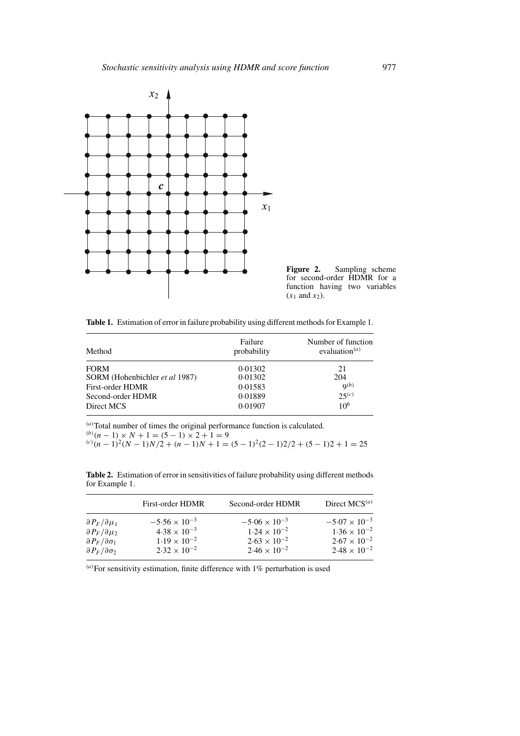**Figure 2.** Sampling scheme for second-order HDMR for a function having two variables ($x_1$ and $x_2$).

**Table 1.** Estimation of error in failure probability using different methods for Example 1.

| Method | Failure probability | Number of function evaluation[(a)] |
|---|---|---|
| FORM | 0·01302 | 21 |
| SORM (Hohenbichler *et al* 1987) | 0·01302 | 204 |
| First-order HDMR | 0·01583 | 9[(b)] |
| Second-order HDMR | 0·01889 | 25[(c)] |
| Direct MCS | 0·01907 | $10^6$ |

[(a)] Total number of times the original performance function is calculated.
[(b)] $(n-1) \times N + 1 = (5-1) \times 2 + 1 = 9$
[(c)] $(n-1)^2(N-1)N/2 + (n-1)N + 1 = (5-1)^2(2-1)2/2 + (5-1)2 + 1 = 25$

**Table 2.** Estimation of error in sensitivities of failure probability using different methods for Example 1.

| | First-order HDMR | Second-order HDMR | Direct MCS[(a)] |
|---|---|---|---|
| $\partial P_F/\partial \mu_1$ | $-5{\cdot}56 \times 10^{-3}$ | $-5{\cdot}06 \times 10^{-3}$ | $-5{\cdot}07 \times 10^{-3}$ |
| $\partial P_F/\partial \mu_2$ | $4{\cdot}38 \times 10^{-3}$ | $1{\cdot}24 \times 10^{-2}$ | $1{\cdot}36 \times 10^{-2}$ |
| $\partial P_F/\partial \sigma_1$ | $1{\cdot}19 \times 10^{-2}$ | $2{\cdot}63 \times 10^{-2}$ | $2{\cdot}67 \times 10^{-2}$ |
| $\partial P_F/\partial \sigma_2$ | $2{\cdot}32 \times 10^{-2}$ | $2{\cdot}46 \times 10^{-2}$ | $2{\cdot}48 \times 10^{-2}$ |

[(a)] For sensitivity estimation, finite difference with 1% perturbation is used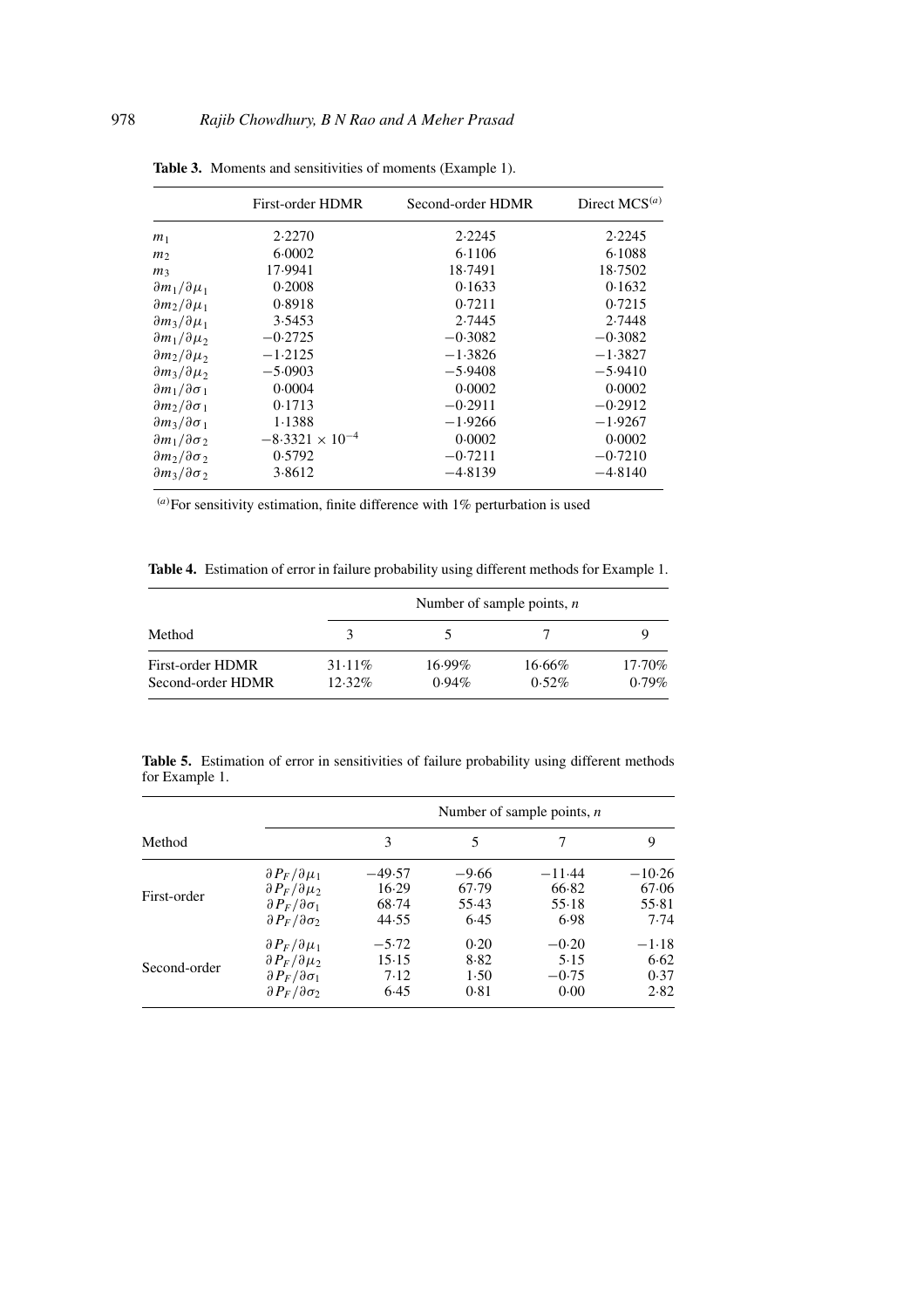**Table 3.** Moments and sensitivities of moments (Example 1).

| | First-order HDMR | Second-order HDMR | Direct MCS[(a)] |
|---|---|---|---|
| $m_1$ | 2·2270 | 2·2245 | 2·2245 |
| $m_2$ | 6·0002 | 6·1106 | 6·1088 |
| $m_3$ | 17·9941 | 18·7491 | 18·7502 |
| $\partial m_1/\partial \mu_1$ | 0·2008 | 0·1633 | 0·1632 |
| $\partial m_2/\partial \mu_1$ | 0·8918 | 0·7211 | 0·7215 |
| $\partial m_3/\partial \mu_1$ | 3·5453 | 2·7445 | 2·7448 |
| $\partial m_1/\partial \mu_2$ | −0·2725 | −0·3082 | −0·3082 |
| $\partial m_2/\partial \mu_2$ | −1·2125 | −1·3826 | −1·3827 |
| $\partial m_3/\partial \mu_2$ | −5·0903 | −5·9408 | −5·9410 |
| $\partial m_1/\partial \sigma_1$ | 0·0004 | 0·0002 | 0·0002 |
| $\partial m_2/\partial \sigma_1$ | 0·1713 | −0·2911 | −0·2912 |
| $\partial m_3/\partial \sigma_1$ | 1·1388 | −1·9266 | −1·9267 |
| $\partial m_1/\partial \sigma_2$ | $-8{\cdot}3321 \times 10^{-4}$ | 0·0002 | 0·0002 |
| $\partial m_2/\partial \sigma_2$ | 0·5792 | −0·7211 | −0·7210 |
| $\partial m_3/\partial \sigma_2$ | 3·8612 | −4·8139 | −4·8140 |

[(a)]For sensitivity estimation, finite difference with 1% perturbation is used

**Table 4.** Estimation of error in failure probability using different methods for Example 1.

| | Number of sample points, $n$ | | | |
|---|---|---|---|---|
| Method | 3 | 5 | 7 | 9 |
| First-order HDMR | 31·11% | 16·99% | 16·66% | 17·70% |
| Second-order HDMR | 12·32% | 0·94% | 0·52% | 0·79% |

**Table 5.** Estimation of error in sensitivities of failure probability using different methods for Example 1.

| | | Number of sample points, $n$ | | | |
|---|---|---|---|---|---|
| Method | | 3 | 5 | 7 | 9 |
| First-order | $\partial P_F/\partial \mu_1$ | −49·57 | −9·66 | −11·44 | −10·26 |
| | $\partial P_F/\partial \mu_2$ | 16·29 | 67·79 | 66·82 | 67·06 |
| | $\partial P_F/\partial \sigma_1$ | 68·74 | 55·43 | 55·18 | 55·81 |
| | $\partial P_F/\partial \sigma_2$ | 44·55 | 6·45 | 6·98 | 7·74 |
| Second-order | $\partial P_F/\partial \mu_1$ | −5·72 | 0·20 | −0·20 | −1·18 |
| | $\partial P_F/\partial \mu_2$ | 15·15 | 8·82 | 5·15 | 6·62 |
| | $\partial P_F/\partial \sigma_1$ | 7·12 | 1·50 | −0·75 | 0·37 |
| | $\partial P_F/\partial \sigma_2$ | 6·45 | 0·81 | 0·00 | 2·82 |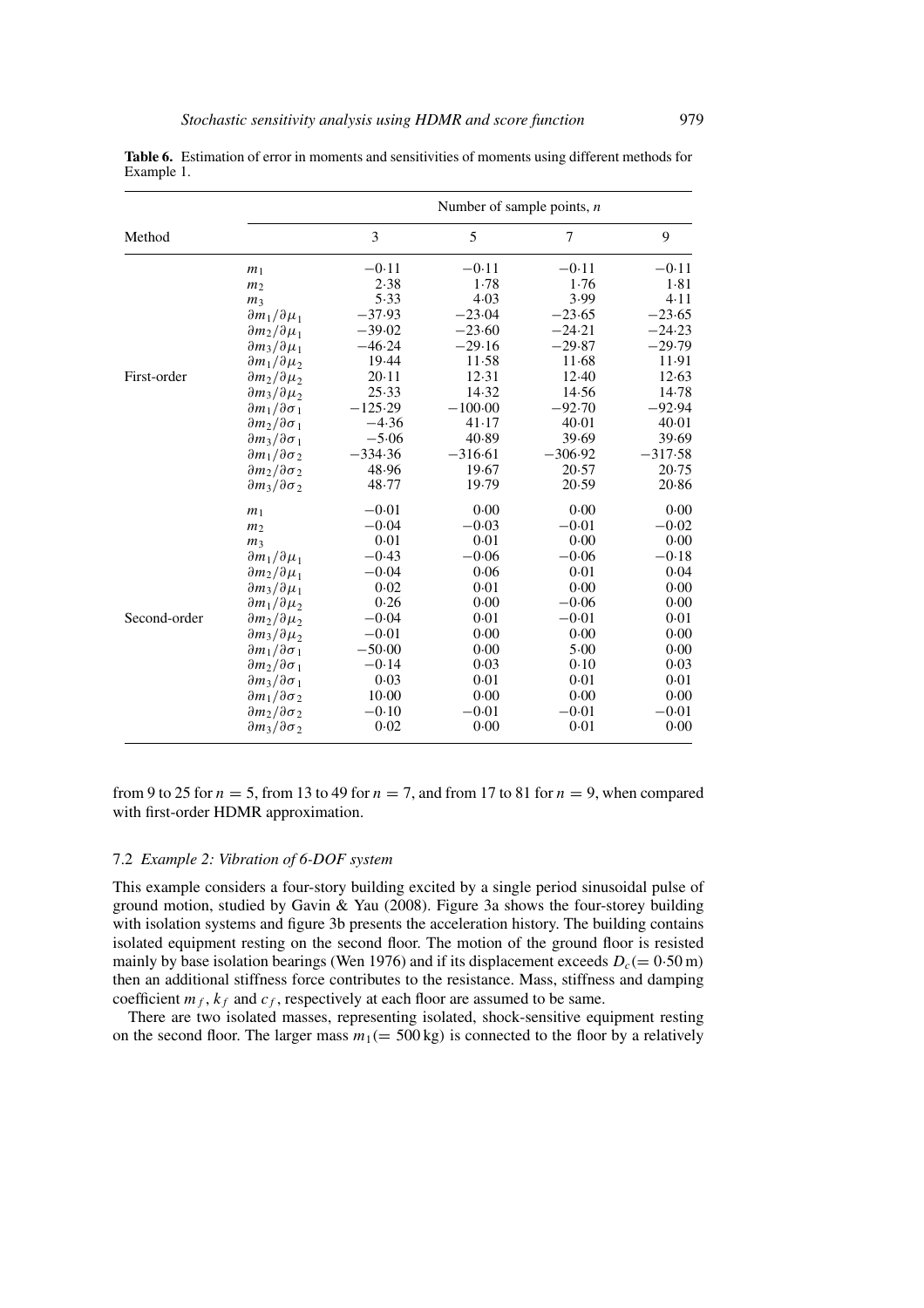**Table 6.** Estimation of error in moments and sensitivities of moments using different methods for Example 1.

| Method | | Number of sample points, $n$ | | | |
|---|---|---|---|---|---|
| | | 3 | 5 | 7 | 9 |
| First-order | $m_1$ | $-0.11$ | $-0.11$ | $-0.11$ | $-0.11$ |
| | $m_2$ | 2.38 | 1.78 | 1.76 | 1.81 |
| | $m_3$ | 5.33 | 4.03 | 3.99 | 4.11 |
| | $\partial m_1/\partial \mu_1$ | $-37.93$ | $-23.04$ | $-23.65$ | $-23.65$ |
| | $\partial m_2/\partial \mu_1$ | $-39.02$ | $-23.60$ | $-24.21$ | $-24.23$ |
| | $\partial m_3/\partial \mu_1$ | $-46.24$ | $-29.16$ | $-29.87$ | $-29.79$ |
| | $\partial m_1/\partial \mu_2$ | 19.44 | 11.58 | 11.68 | 11.91 |
| | $\partial m_2/\partial \mu_2$ | 20.11 | 12.31 | 12.40 | 12.63 |
| | $\partial m_3/\partial \mu_2$ | 25.33 | 14.32 | 14.56 | 14.78 |
| | $\partial m_1/\partial \sigma_1$ | $-125.29$ | $-100.00$ | $-92.70$ | $-92.94$ |
| | $\partial m_2/\partial \sigma_1$ | $-4.36$ | 41.17 | 40.01 | 40.01 |
| | $\partial m_3/\partial \sigma_1$ | $-5.06$ | 40.89 | 39.69 | 39.69 |
| | $\partial m_1/\partial \sigma_2$ | $-334.36$ | $-316.61$ | $-306.92$ | $-317.58$ |
| | $\partial m_2/\partial \sigma_2$ | 48.96 | 19.67 | 20.57 | 20.75 |
| | $\partial m_3/\partial \sigma_2$ | 48.77 | 19.79 | 20.59 | 20.86 |
| Second-order | $m_1$ | $-0.01$ | 0.00 | 0.00 | 0.00 |
| | $m_2$ | $-0.04$ | $-0.03$ | $-0.01$ | $-0.02$ |
| | $m_3$ | 0.01 | 0.01 | 0.00 | 0.00 |
| | $\partial m_1/\partial \mu_1$ | $-0.43$ | $-0.06$ | $-0.06$ | $-0.18$ |
| | $\partial m_2/\partial \mu_1$ | $-0.04$ | 0.06 | 0.01 | 0.04 |
| | $\partial m_3/\partial \mu_1$ | 0.02 | 0.01 | 0.00 | 0.00 |
| | $\partial m_1/\partial \mu_2$ | 0.26 | 0.00 | $-0.06$ | 0.00 |
| | $\partial m_2/\partial \mu_2$ | $-0.04$ | 0.01 | $-0.01$ | 0.01 |
| | $\partial m_3/\partial \mu_2$ | $-0.01$ | 0.00 | 0.00 | 0.00 |
| | $\partial m_1/\partial \sigma_1$ | $-50.00$ | 0.00 | 5.00 | 0.00 |
| | $\partial m_2/\partial \sigma_1$ | $-0.14$ | 0.03 | 0.10 | 0.03 |
| | $\partial m_3/\partial \sigma_1$ | 0.03 | 0.01 | 0.01 | 0.01 |
| | $\partial m_1/\partial \sigma_2$ | 10.00 | 0.00 | 0.00 | 0.00 |
| | $\partial m_2/\partial \sigma_2$ | $-0.10$ | $-0.01$ | $-0.01$ | $-0.01$ |
| | $\partial m_3/\partial \sigma_2$ | 0.02 | 0.00 | 0.01 | 0.00 |

from 9 to 25 for $n = 5$, from 13 to 49 for $n = 7$, and from 17 to 81 for $n = 9$, when compared with first-order HDMR approximation.

### 7.2 *Example 2: Vibration of 6-DOF system*

This example considers a four-story building excited by a single period sinusoidal pulse of ground motion, studied by Gavin & Yau (2008). Figure 3a shows the four-storey building with isolation systems and figure 3b presents the acceleration history. The building contains isolated equipment resting on the second floor. The motion of the ground floor is resisted mainly by base isolation bearings (Wen 1976) and if its displacement exceeds $D_c (= 0.50\,\text{m})$ then an additional stiffness force contributes to the resistance. Mass, stiffness and damping coefficient $m_f$, $k_f$ and $c_f$, respectively at each floor are assumed to be same.

There are two isolated masses, representing isolated, shock-sensitive equipment resting on the second floor. The larger mass $m_1 (= 500\,\text{kg})$ is connected to the floor by a relatively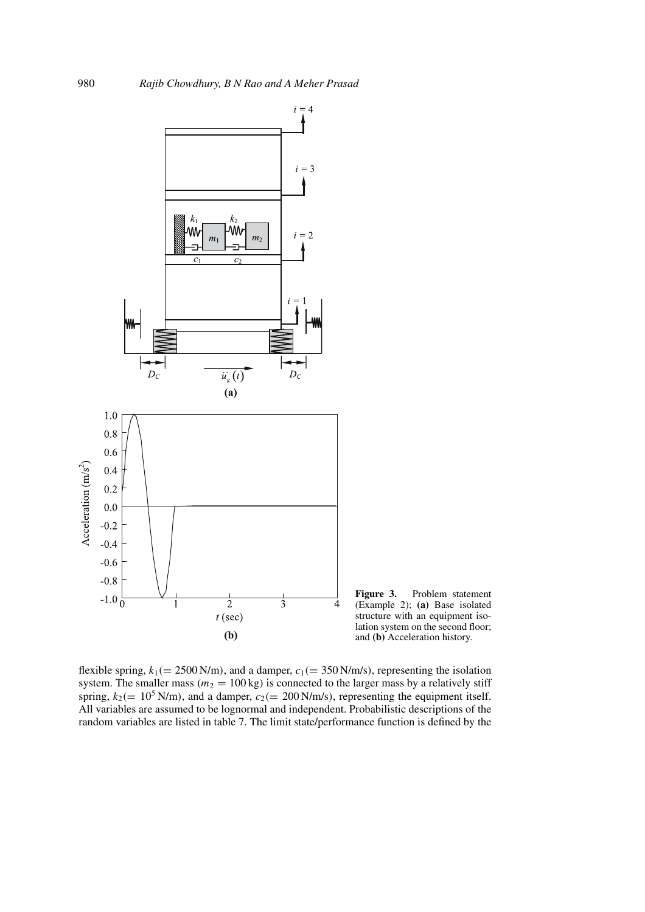**Figure 3.** Problem statement (Example 2); **(a)** Base isolated structure with an equipment isolation system on the second floor; and **(b)** Acceleration history.

flexible spring, $k_1 (= 2500\,\text{N/m})$, and a damper, $c_1 (= 350\,\text{N/m/s})$, representing the isolation system. The smaller mass ($m_2 = 100\,\text{kg}$) is connected to the larger mass by a relatively stiff spring, $k_2 (= 10^5\,\text{N/m})$, and a damper, $c_2 (= 200\,\text{N/m/s})$, representing the equipment itself. All variables are assumed to be lognormal and independent. Probabilistic descriptions of the random variables are listed in table 7. The limit state/performance function is defined by the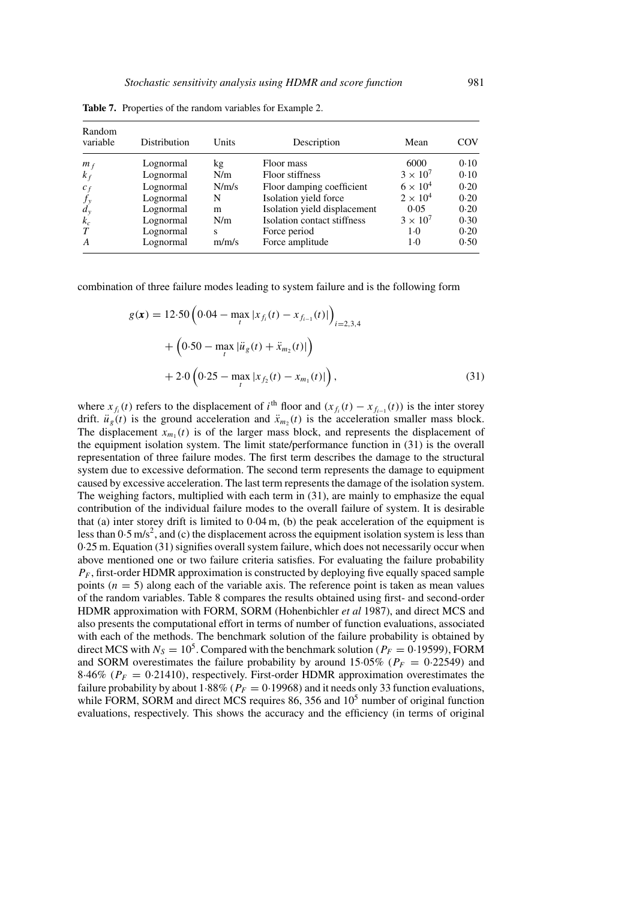**Table 7.** Properties of the random variables for Example 2.

| Random variable | Distribution | Units | Description | Mean | COV |
|---|---|---|---|---|---|
| $m_f$ | Lognormal | kg | Floor mass | 6000 | 0·10 |
| $k_f$ | Lognormal | N/m | Floor stiffness | $3 \times 10^7$ | 0·10 |
| $c_f$ | Lognormal | N/m/s | Floor damping coefficient | $6 \times 10^4$ | 0·20 |
| $f_y$ | Lognormal | N | Isolation yield force | $2 \times 10^4$ | 0·20 |
| $d_y$ | Lognormal | m | Isolation yield displacement | 0·05 | 0·20 |
| $k_c$ | Lognormal | N/m | Isolation contact stiffness | $3 \times 10^7$ | 0·30 |
| $T$ | Lognormal | s | Force period | 1·0 | 0·20 |
| $A$ | Lognormal | m/m/s | Force amplitude | 1·0 | 0·50 |

combination of three failure modes leading to system failure and is the following form

$$
\begin{aligned}
g(\boldsymbol{x}) = {} & 12{\cdot}50\left(0{\cdot}04 - \max_t |x_{f_i}(t) - x_{f_{i-1}}(t)|\right)_{i=2,3,4} \\
& + \left(0{\cdot}50 - \max_t |\ddot{u}_g(t) + \ddot{x}_{m_2}(t)|\right) \\
& + 2{\cdot}0\left(0{\cdot}25 - \max_t |x_{f_2}(t) - x_{m_1}(t)|\right),
\end{aligned}
\tag{31}
$$

where $x_{f_i}(t)$ refers to the displacement of $i^{\text{th}}$ floor and $(x_{f_i}(t) - x_{f_{i-1}}(t))$ is the inter storey drift. $\ddot{u}_g(t)$ is the ground acceleration and $\ddot{x}_{m_2}(t)$ is the acceleration smaller mass block. The displacement $x_{m_1}(t)$ is of the larger mass block, and represents the displacement of the equipment isolation system. The limit state/performance function in (31) is the overall representation of three failure modes. The first term describes the damage to the structural system due to excessive deformation. The second term represents the damage to equipment caused by excessive acceleration. The last term represents the damage of the isolation system. The weighing factors, multiplied with each term in (31), are mainly to emphasize the equal contribution of the individual failure modes to the overall failure of system. It is desirable that (a) inter storey drift is limited to 0·04 m, (b) the peak acceleration of the equipment is less than 0·5 m/s$^2$, and (c) the displacement across the equipment isolation system is less than 0·25 m. Equation (31) signifies overall system failure, which does not necessarily occur when above mentioned one or two failure criteria satisfies. For evaluating the failure probability $P_F$, first-order HDMR approximation is constructed by deploying five equally spaced sample points ($n = 5$) along each of the variable axis. The reference point is taken as mean values of the random variables. Table 8 compares the results obtained using first- and second-order HDMR approximation with FORM, SORM (Hohenbichler *et al* 1987), and direct MCS and also presents the computational effort in terms of number of function evaluations, associated with each of the methods. The benchmark solution of the failure probability is obtained by direct MCS with $N_S = 10^5$. Compared with the benchmark solution ($P_F = 0{\cdot}19599$), FORM and SORM overestimates the failure probability by around 15·05% ($P_F = 0{\cdot}22549$) and 8·46% ($P_F = 0{\cdot}21410$), respectively. First-order HDMR approximation overestimates the failure probability by about 1·88% ($P_F = 0{\cdot}19968$) and it needs only 33 function evaluations, while FORM, SORM and direct MCS requires 86, 356 and $10^5$ number of original function evaluations, respectively. This shows the accuracy and the efficiency (in terms of original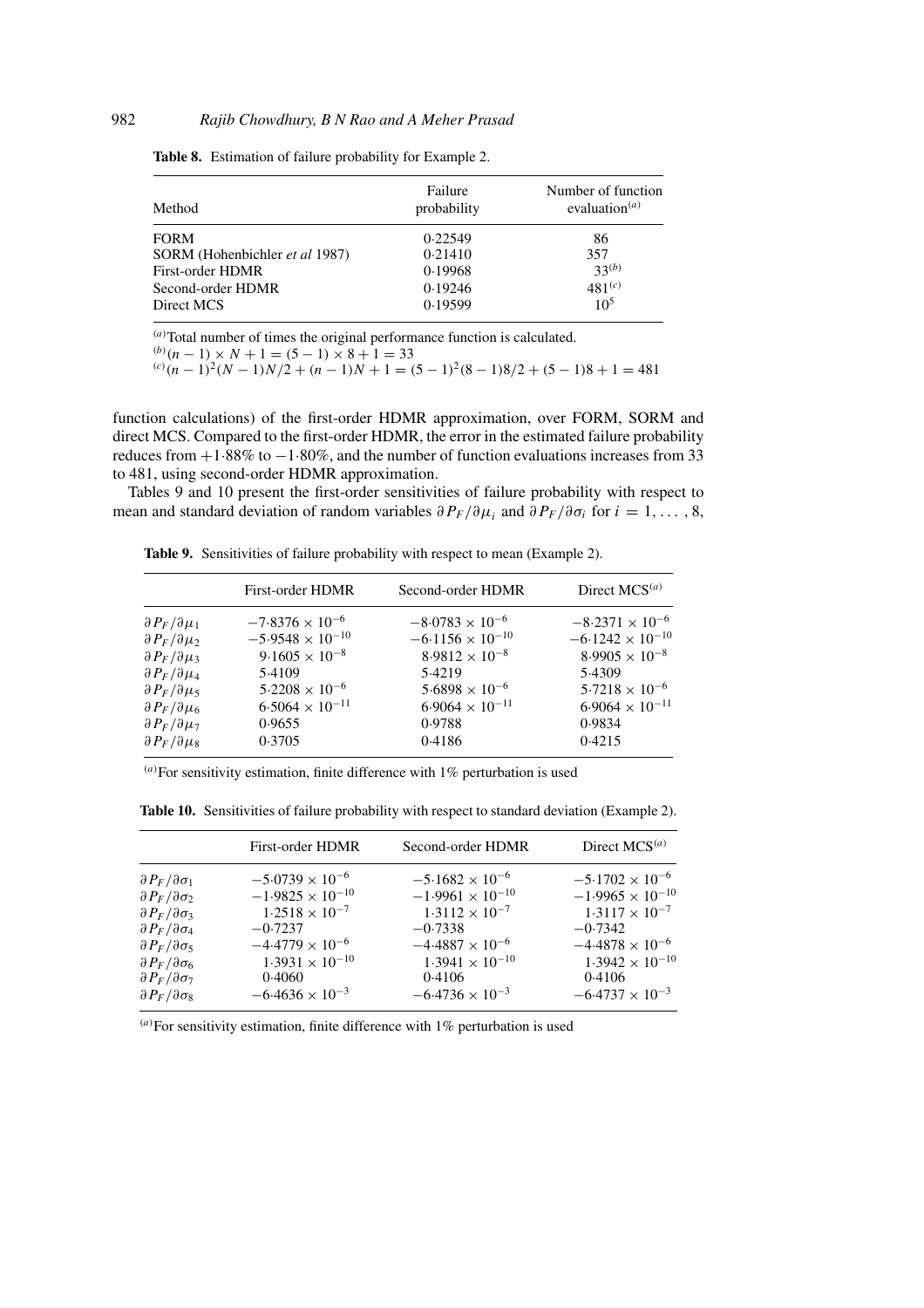**Table 8.** Estimation of failure probability for Example 2.

| Method | Failure probability | Number of function evaluation[(a)] |
|---|---|---|
| FORM | 0·22549 | 86 |
| SORM (Hohenbichler *et al* 1987) | 0·21410 | 357 |
| First-order HDMR | 0·19968 | 33[(b)] |
| Second-order HDMR | 0·19246 | 481[(c)] |
| Direct MCS | 0·19599 | $10^5$ |

[(a)] Total number of times the original performance function is calculated.
[(b)] $(n-1) \times N + 1 = (5-1) \times 8 + 1 = 33$
[(c)] $(n-1)^2(N-1)N/2 + (n-1)N + 1 = (5-1)^2(8-1)8/2 + (5-1)8 + 1 = 481$

function calculations) of the first-order HDMR approximation, over FORM, SORM and direct MCS. Compared to the first-order HDMR, the error in the estimated failure probability reduces from +1·88% to −1·80%, and the number of function evaluations increases from 33 to 481, using second-order HDMR approximation.

Tables 9 and 10 present the first-order sensitivities of failure probability with respect to mean and standard deviation of random variables $\partial P_F/\partial \mu_i$ and $\partial P_F/\partial \sigma_i$ for $i = 1, \ldots, 8$,

**Table 9.** Sensitivities of failure probability with respect to mean (Example 2).

| | First-order HDMR | Second-order HDMR | Direct MCS[(a)] |
|---|---|---|---|
| $\partial P_F/\partial \mu_1$ | $-7{\cdot}8376 \times 10^{-6}$ | $-8{\cdot}0783 \times 10^{-6}$ | $-8{\cdot}2371 \times 10^{-6}$ |
| $\partial P_F/\partial \mu_2$ | $-5{\cdot}9548 \times 10^{-10}$ | $-6{\cdot}1156 \times 10^{-10}$ | $-6{\cdot}1242 \times 10^{-10}$ |
| $\partial P_F/\partial \mu_3$ | $9{\cdot}1605 \times 10^{-8}$ | $8{\cdot}9812 \times 10^{-8}$ | $8{\cdot}9905 \times 10^{-8}$ |
| $\partial P_F/\partial \mu_4$ | 5·4109 | 5·4219 | 5·4309 |
| $\partial P_F/\partial \mu_5$ | $5{\cdot}2208 \times 10^{-6}$ | $5{\cdot}6898 \times 10^{-6}$ | $5{\cdot}7218 \times 10^{-6}$ |
| $\partial P_F/\partial \mu_6$ | $6{\cdot}5064 \times 10^{-11}$ | $6{\cdot}9064 \times 10^{-11}$ | $6{\cdot}9064 \times 10^{-11}$ |
| $\partial P_F/\partial \mu_7$ | 0·9655 | 0·9788 | 0·9834 |
| $\partial P_F/\partial \mu_8$ | 0·3705 | 0·4186 | 0·4215 |

[(a)] For sensitivity estimation, finite difference with 1% perturbation is used

**Table 10.** Sensitivities of failure probability with respect to standard deviation (Example 2).

| | First-order HDMR | Second-order HDMR | Direct MCS[(a)] |
|---|---|---|---|
| $\partial P_F/\partial \sigma_1$ | $-5{\cdot}0739 \times 10^{-6}$ | $-5{\cdot}1682 \times 10^{-6}$ | $-5{\cdot}1702 \times 10^{-6}$ |
| $\partial P_F/\partial \sigma_2$ | $-1{\cdot}9825 \times 10^{-10}$ | $-1{\cdot}9961 \times 10^{-10}$ | $-1{\cdot}9965 \times 10^{-10}$ |
| $\partial P_F/\partial \sigma_3$ | $1{\cdot}2518 \times 10^{-7}$ | $1{\cdot}3112 \times 10^{-7}$ | $1{\cdot}3117 \times 10^{-7}$ |
| $\partial P_F/\partial \sigma_4$ | −0·7237 | −0·7338 | −0·7342 |
| $\partial P_F/\partial \sigma_5$ | $-4{\cdot}4779 \times 10^{-6}$ | $-4{\cdot}4887 \times 10^{-6}$ | $-4{\cdot}4878 \times 10^{-6}$ |
| $\partial P_F/\partial \sigma_6$ | $1{\cdot}3931 \times 10^{-10}$ | $1{\cdot}3941 \times 10^{-10}$ | $1{\cdot}3942 \times 10^{-10}$ |
| $\partial P_F/\partial \sigma_7$ | 0·4060 | 0·4106 | 0·4106 |
| $\partial P_F/\partial \sigma_8$ | $-6{\cdot}4636 \times 10^{-3}$ | $-6{\cdot}4736 \times 10^{-3}$ | $-6{\cdot}4737 \times 10^{-3}$ |

[(a)] For sensitivity estimation, finite difference with 1% perturbation is used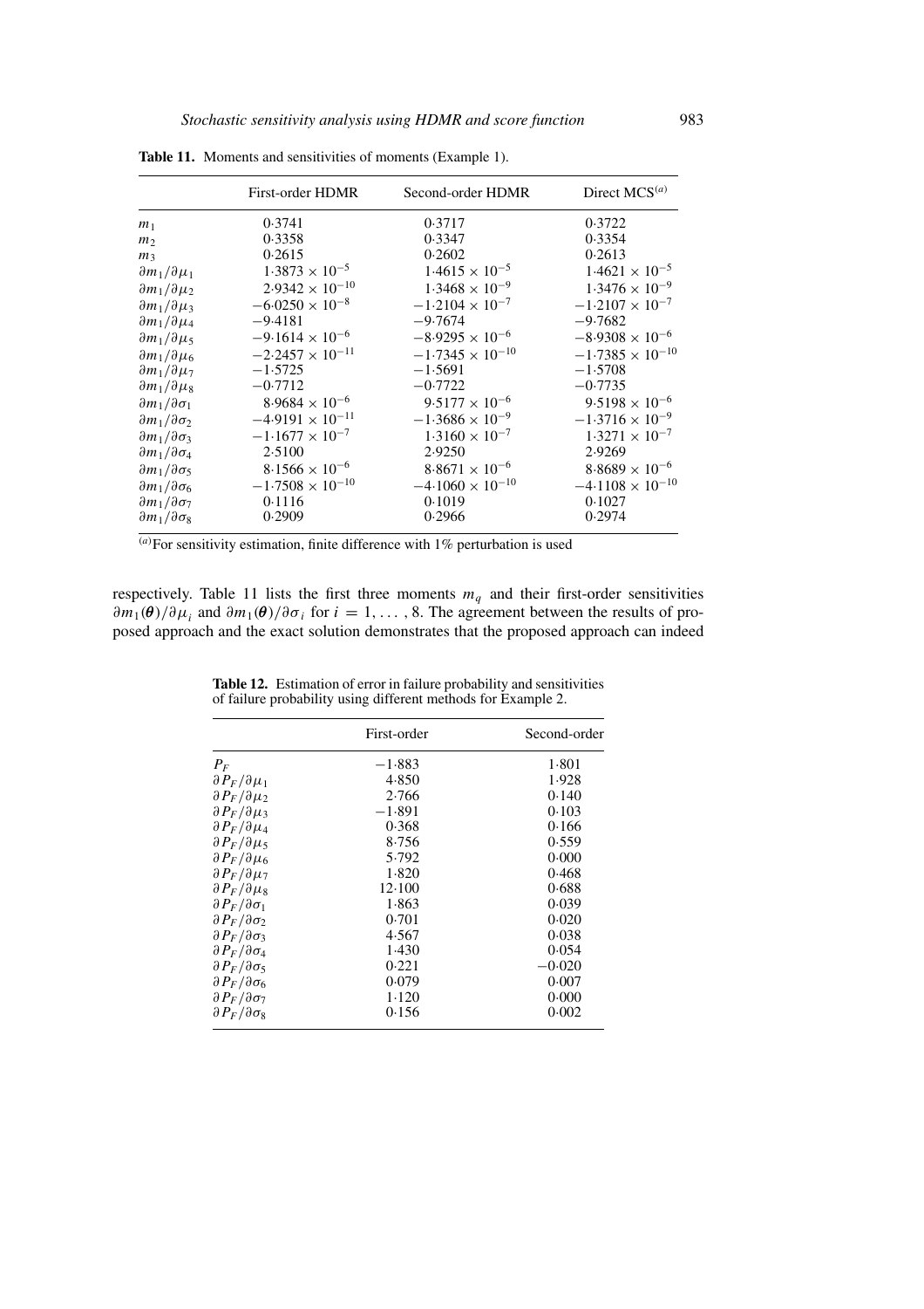**Table 11.** Moments and sensitivities of moments (Example 1).

| | First-order HDMR | Second-order HDMR | Direct MCS[a] |
|---|---|---|---|
| $m_1$ | 0.3741 | 0.3717 | 0.3722 |
| $m_2$ | 0.3358 | 0.3347 | 0.3354 |
| $m_3$ | 0.2615 | 0.2602 | 0.2613 |
| $\partial m_1/\partial \mu_1$ | $1.3873 \times 10^{-5}$ | $1.4615 \times 10^{-5}$ | $1.4621 \times 10^{-5}$ |
| $\partial m_1/\partial \mu_2$ | $2.9342 \times 10^{-10}$ | $1.3468 \times 10^{-9}$ | $1.3476 \times 10^{-9}$ |
| $\partial m_1/\partial \mu_3$ | $-6.0250 \times 10^{-8}$ | $-1.2104 \times 10^{-7}$ | $-1.2107 \times 10^{-7}$ |
| $\partial m_1/\partial \mu_4$ | $-9.4181$ | $-9.7674$ | $-9.7682$ |
| $\partial m_1/\partial \mu_5$ | $-9.1614 \times 10^{-6}$ | $-8.9295 \times 10^{-6}$ | $-8.9308 \times 10^{-6}$ |
| $\partial m_1/\partial \mu_6$ | $-2.2457 \times 10^{-11}$ | $-1.7345 \times 10^{-10}$ | $-1.7385 \times 10^{-10}$ |
| $\partial m_1/\partial \mu_7$ | $-1.5725$ | $-1.5691$ | $-1.5708$ |
| $\partial m_1/\partial \mu_8$ | $-0.7712$ | $-0.7722$ | $-0.7735$ |
| $\partial m_1/\partial \sigma_1$ | $8.9684 \times 10^{-6}$ | $9.5177 \times 10^{-6}$ | $9.5198 \times 10^{-6}$ |
| $\partial m_1/\partial \sigma_2$ | $-4.9191 \times 10^{-11}$ | $-1.3686 \times 10^{-9}$ | $-1.3716 \times 10^{-9}$ |
| $\partial m_1/\partial \sigma_3$ | $-1.1677 \times 10^{-7}$ | $1.3160 \times 10^{-7}$ | $1.3271 \times 10^{-7}$ |
| $\partial m_1/\partial \sigma_4$ | 2.5100 | 2.9250 | 2.9269 |
| $\partial m_1/\partial \sigma_5$ | $8.1566 \times 10^{-6}$ | $8.8671 \times 10^{-6}$ | $8.8689 \times 10^{-6}$ |
| $\partial m_1/\partial \sigma_6$ | $-1.7508 \times 10^{-10}$ | $-4.1060 \times 10^{-10}$ | $-4.1108 \times 10^{-10}$ |
| $\partial m_1/\partial \sigma_7$ | 0.1116 | 0.1019 | 0.1027 |
| $\partial m_1/\partial \sigma_8$ | 0.2909 | 0.2966 | 0.2974 |

[a]For sensitivity estimation, finite difference with 1% perturbation is used

respectively. Table 11 lists the first three moments $m_q$ and their first-order sensitivities $\partial m_1(\boldsymbol{\theta})/\partial \mu_i$ and $\partial m_1(\boldsymbol{\theta})/\partial \sigma_i$ for $i = 1, \ldots, 8$. The agreement between the results of proposed approach and the exact solution demonstrates that the proposed approach can indeed

**Table 12.** Estimation of error in failure probability and sensitivities of failure probability using different methods for Example 2.

| | First-order | Second-order |
|---|---|---|
| $P_F$ | $-1.883$ | 1.801 |
| $\partial P_F/\partial \mu_1$ | 4.850 | 1.928 |
| $\partial P_F/\partial \mu_2$ | 2.766 | 0.140 |
| $\partial P_F/\partial \mu_3$ | $-1.891$ | 0.103 |
| $\partial P_F/\partial \mu_4$ | 0.368 | 0.166 |
| $\partial P_F/\partial \mu_5$ | 8.756 | 0.559 |
| $\partial P_F/\partial \mu_6$ | 5.792 | 0.000 |
| $\partial P_F/\partial \mu_7$ | 1.820 | 0.468 |
| $\partial P_F/\partial \mu_8$ | 12.100 | 0.688 |
| $\partial P_F/\partial \sigma_1$ | 1.863 | 0.039 |
| $\partial P_F/\partial \sigma_2$ | 0.701 | 0.020 |
| $\partial P_F/\partial \sigma_3$ | 4.567 | 0.038 |
| $\partial P_F/\partial \sigma_4$ | 1.430 | 0.054 |
| $\partial P_F/\partial \sigma_5$ | 0.221 | $-0.020$ |
| $\partial P_F/\partial \sigma_6$ | 0.079 | 0.007 |
| $\partial P_F/\partial \sigma_7$ | 1.120 | 0.000 |
| $\partial P_F/\partial \sigma_8$ | 0.156 | 0.002 |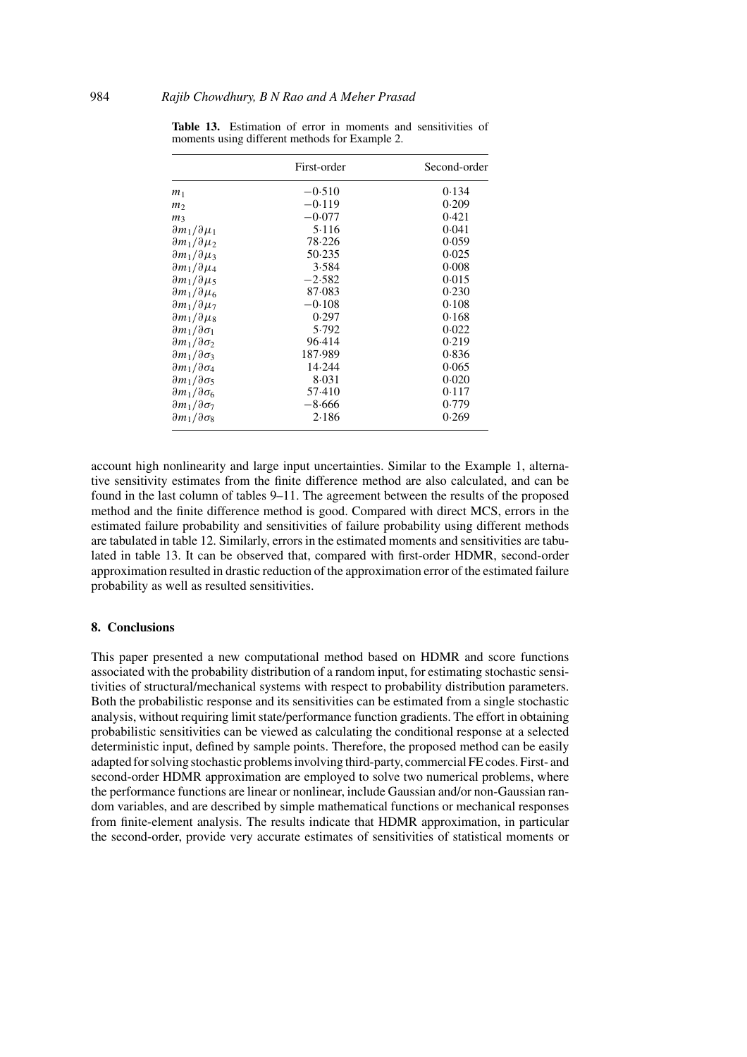**Table 13.** Estimation of error in moments and sensitivities of moments using different methods for Example 2.

| | First-order | Second-order |
|---|---|---|
| $m_1$ | −0·510 | 0·134 |
| $m_2$ | −0·119 | 0·209 |
| $m_3$ | −0·077 | 0·421 |
| $\partial m_1/\partial \mu_1$ | 5·116 | 0·041 |
| $\partial m_1/\partial \mu_2$ | 78·226 | 0·059 |
| $\partial m_1/\partial \mu_3$ | 50·235 | 0·025 |
| $\partial m_1/\partial \mu_4$ | 3·584 | 0·008 |
| $\partial m_1/\partial \mu_5$ | −2·582 | 0·015 |
| $\partial m_1/\partial \mu_6$ | 87·083 | 0·230 |
| $\partial m_1/\partial \mu_7$ | −0·108 | 0·108 |
| $\partial m_1/\partial \mu_8$ | 0·297 | 0·168 |
| $\partial m_1/\partial \sigma_1$ | 5·792 | 0·022 |
| $\partial m_1/\partial \sigma_2$ | 96·414 | 0·219 |
| $\partial m_1/\partial \sigma_3$ | 187·989 | 0·836 |
| $\partial m_1/\partial \sigma_4$ | 14·244 | 0·065 |
| $\partial m_1/\partial \sigma_5$ | 8·031 | 0·020 |
| $\partial m_1/\partial \sigma_6$ | 57·410 | 0·117 |
| $\partial m_1/\partial \sigma_7$ | −8·666 | 0·779 |
| $\partial m_1/\partial \sigma_8$ | 2·186 | 0·269 |

account high nonlinearity and large input uncertainties. Similar to the Example 1, alternative sensitivity estimates from the finite difference method are also calculated, and can be found in the last column of tables 9–11. The agreement between the results of the proposed method and the finite difference method is good. Compared with direct MCS, errors in the estimated failure probability and sensitivities of failure probability using different methods are tabulated in table 12. Similarly, errors in the estimated moments and sensitivities are tabulated in table 13. It can be observed that, compared with first-order HDMR, second-order approximation resulted in drastic reduction of the approximation error of the estimated failure probability as well as resulted sensitivities.

## 8. Conclusions

This paper presented a new computational method based on HDMR and score functions associated with the probability distribution of a random input, for estimating stochastic sensitivities of structural/mechanical systems with respect to probability distribution parameters. Both the probabilistic response and its sensitivities can be estimated from a single stochastic analysis, without requiring limit state/performance function gradients. The effort in obtaining probabilistic sensitivities can be viewed as calculating the conditional response at a selected deterministic input, defined by sample points. Therefore, the proposed method can be easily adapted for solving stochastic problems involving third-party, commercial FE codes. First- and second-order HDMR approximation are employed to solve two numerical problems, where the performance functions are linear or nonlinear, include Gaussian and/or non-Gaussian random variables, and are described by simple mathematical functions or mechanical responses from finite-element analysis. The results indicate that HDMR approximation, in particular the second-order, provide very accurate estimates of sensitivities of statistical moments or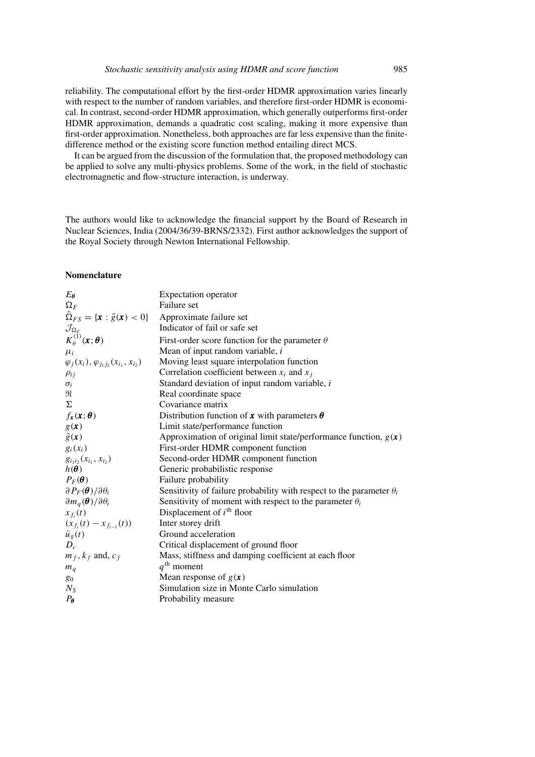reliability. The computational effort by the first-order HDMR approximation varies linearly with respect to the number of random variables, and therefore first-order HDMR is economical. In contrast, second-order HDMR approximation, which generally outperforms first-order HDMR approximation, demands a quadratic cost scaling, making it more expensive than first-order approximation. Nonetheless, both approaches are far less expensive than the finite-difference method or the existing score function method entailing direct MCS.

It can be argued from the discussion of the formulation that, the proposed methodology can be applied to solve any multi-physics problems. Some of the work, in the field of stochastic electromagnetic and flow-structure interaction, is underway.

The authors would like to acknowledge the financial support by the Board of Research in Nuclear Sciences, India (2004/36/39-BRNS/2332). First author acknowledges the support of the Royal Society through Newton International Fellowship.

## Nomenclature

| | |
|---|---|
| $E_{\boldsymbol{\theta}}$ | Expectation operator |
| $\Omega_F$ | Failure set |
| $\hat{\Omega}_{FS} = \{\boldsymbol{x} : \tilde{g}(\boldsymbol{x}) < 0\}$ | Approximate failure set |
| $\mathcal{J}_{\Omega_F}$ | Indicator of fail or safe set |
| $K_\theta^{(1)}(\boldsymbol{x}; \boldsymbol{\theta})$ | First-order score function for the parameter $\theta$ |
| $\mu_i$ | Mean of input random variable, $i$ |
| $\varphi_j(x_i), \varphi_{j_1 j_2}(x_{i_1}, x_{i_2})$ | Moving least square interpolation function |
| $\rho_{ij}$ | Correlation coefficient between $x_i$ and $x_j$ |
| $\sigma_i$ | Standard deviation of input random variable, $i$ |
| $\Re$ | Real coordinate space |
| $\Sigma$ | Covariance matrix |
| $f_{\boldsymbol{x}}(\boldsymbol{x}; \boldsymbol{\theta})$ | Distribution function of $\boldsymbol{x}$ with parameters $\boldsymbol{\theta}$ |
| $g(\boldsymbol{x})$ | Limit state/performance function |
| $\tilde{g}(\boldsymbol{x})$ | Approximation of original limit state/performance function, $g(\boldsymbol{x})$ |
| $g_i(x_i)$ | First-order HDMR component function |
| $g_{i_1 i_2}(x_{i_1}, x_{i_2})$ | Second-order HDMR component function |
| $h(\boldsymbol{\theta})$ | Generic probabilistic response |
| $P_F(\boldsymbol{\theta})$ | Failure probability |
| $\partial P_F(\boldsymbol{\theta})/\partial\theta_i$ | Sensitivity of failure probability with respect to the parameter $\theta_i$ |
| $\partial m_q(\boldsymbol{\theta})/\partial\theta_i$ | Sensitivity of moment with respect to the parameter $\theta_i$ |
| $x_{f_i}(t)$ | Displacement of $i^{\text{th}}$ floor |
| $(x_{f_i}(t) - x_{f_{i-1}}(t))$ | Inter storey drift |
| $\ddot{u}_g(t)$ | Ground acceleration |
| $D_c$ | Critical displacement of ground floor |
| $m_f, k_f$ and, $c_f$ | Mass, stiffness and damping coefficient at each floor |
| $m_q$ | $q^{\text{th}}$ moment |
| $g_0$ | Mean response of $g(\boldsymbol{x})$ |
| $N_S$ | Simulation size in Monte Carlo simulation |
| $P_{\boldsymbol{\theta}}$ | Probability measure |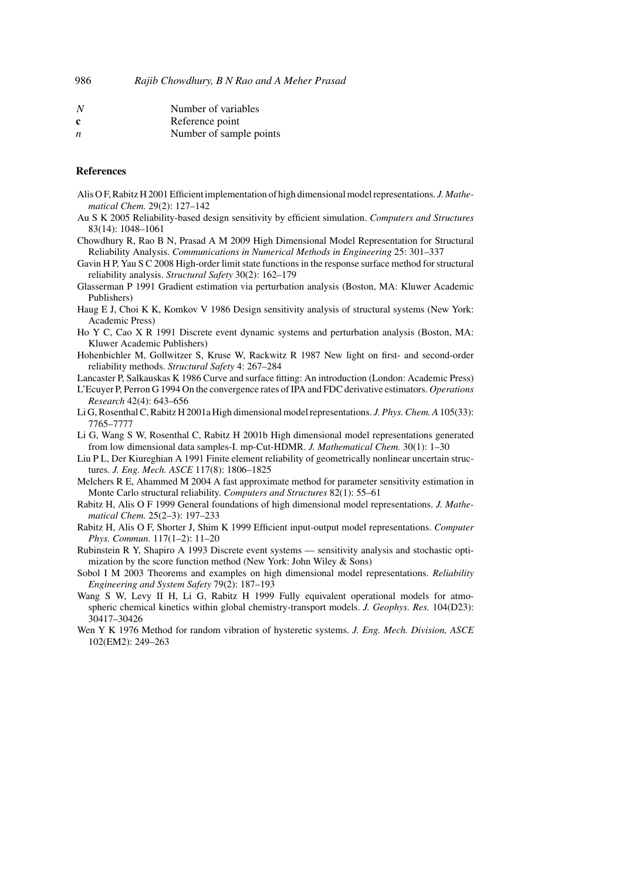| | |
|---|---|
| $N$ | Number of variables |
| $\mathbf{c}$ | Reference point |
| $n$ | Number of sample points |

## References

Alis O F, Rabitz H 2001 Efficient implementation of high dimensional model representations. *J. Mathematical Chem.* 29(2): 127–142

Au S K 2005 Reliability-based design sensitivity by efficient simulation. *Computers and Structures* 83(14): 1048–1061

Chowdhury R, Rao B N, Prasad A M 2009 High Dimensional Model Representation for Structural Reliability Analysis. *Communications in Numerical Methods in Engineering* 25: 301–337

Gavin H P, Yau S C 2008 High-order limit state functions in the response surface method for structural reliability analysis. *Structural Safety* 30(2): 162–179

Glasserman P 1991 Gradient estimation via perturbation analysis (Boston, MA: Kluwer Academic Publishers)

Haug E J, Choi K K, Komkov V 1986 Design sensitivity analysis of structural systems (New York: Academic Press)

Ho Y C, Cao X R 1991 Discrete event dynamic systems and perturbation analysis (Boston, MA: Kluwer Academic Publishers)

Hohenbichler M, Gollwitzer S, Kruse W, Rackwitz R 1987 New light on first- and second-order reliability methods. *Structural Safety* 4: 267–284

Lancaster P, Salkauskas K 1986 Curve and surface fitting: An introduction (London: Academic Press)

L'Ecuyer P, Perron G 1994 On the convergence rates of IPA and FDC derivative estimators. *Operations Research* 42(4): 643–656

Li G, Rosenthal C, Rabitz H 2001a High dimensional model representations. *J. Phys. Chem. A* 105(33): 7765–7777

Li G, Wang S W, Rosenthal C, Rabitz H 2001b High dimensional model representations generated from low dimensional data samples-I. mp-Cut-HDMR. *J. Mathematical Chem.* 30(1): 1–30

Liu P L, Der Kiureghian A 1991 Finite element reliability of geometrically nonlinear uncertain structures. *J. Eng. Mech. ASCE* 117(8): 1806–1825

Melchers R E, Ahammed M 2004 A fast approximate method for parameter sensitivity estimation in Monte Carlo structural reliability. *Computers and Structures* 82(1): 55–61

Rabitz H, Alis O F 1999 General foundations of high dimensional model representations. *J. Mathematical Chem.* 25(2–3): 197–233

Rabitz H, Alis O F, Shorter J, Shim K 1999 Efficient input-output model representations. *Computer Phys. Commun.* 117(1–2): 11–20

Rubinstein R Y, Shapiro A 1993 Discrete event systems — sensitivity analysis and stochastic optimization by the score function method (New York: John Wiley & Sons)

Sobol I M 2003 Theorems and examples on high dimensional model representations. *Reliability Engineering and System Safety* 79(2): 187–193

Wang S W, Levy II H, Li G, Rabitz H 1999 Fully equivalent operational models for atmospheric chemical kinetics within global chemistry-transport models. *J. Geophys. Res.* 104(D23): 30417–30426

Wen Y K 1976 Method for random vibration of hysteretic systems. *J. Eng. Mech. Division, ASCE* 102(EM2): 249–263